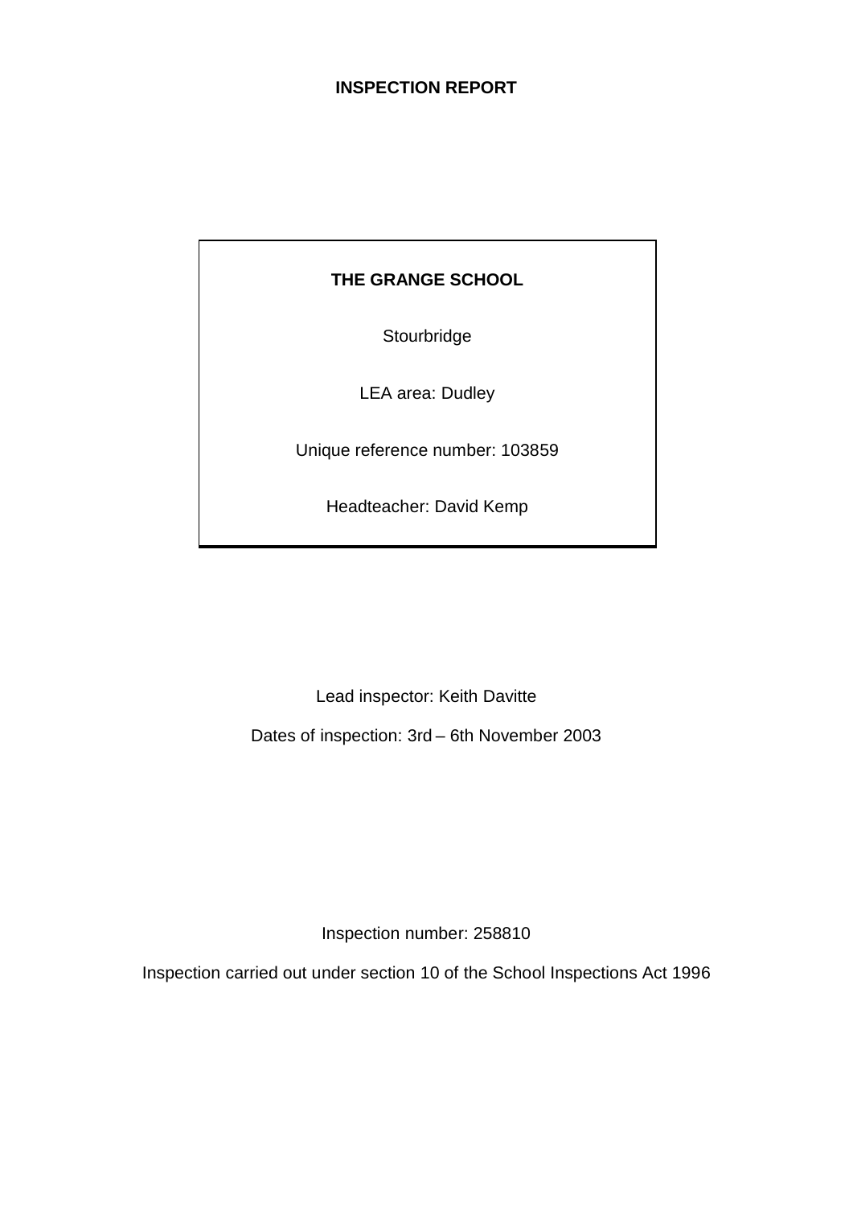# INSPECTION REPORT

**THE GRANGE SCHOOL**

Stourbridge

LEA area: Dudley

Unique reference number: 103859

Headteacher: David Kemp

Lead inspector: Keith Davitte

Dates of inspection: 3rd – 6th November 2003

Inspection number: 258810

Inspection carried out under section 10 of the School Inspections Act 1996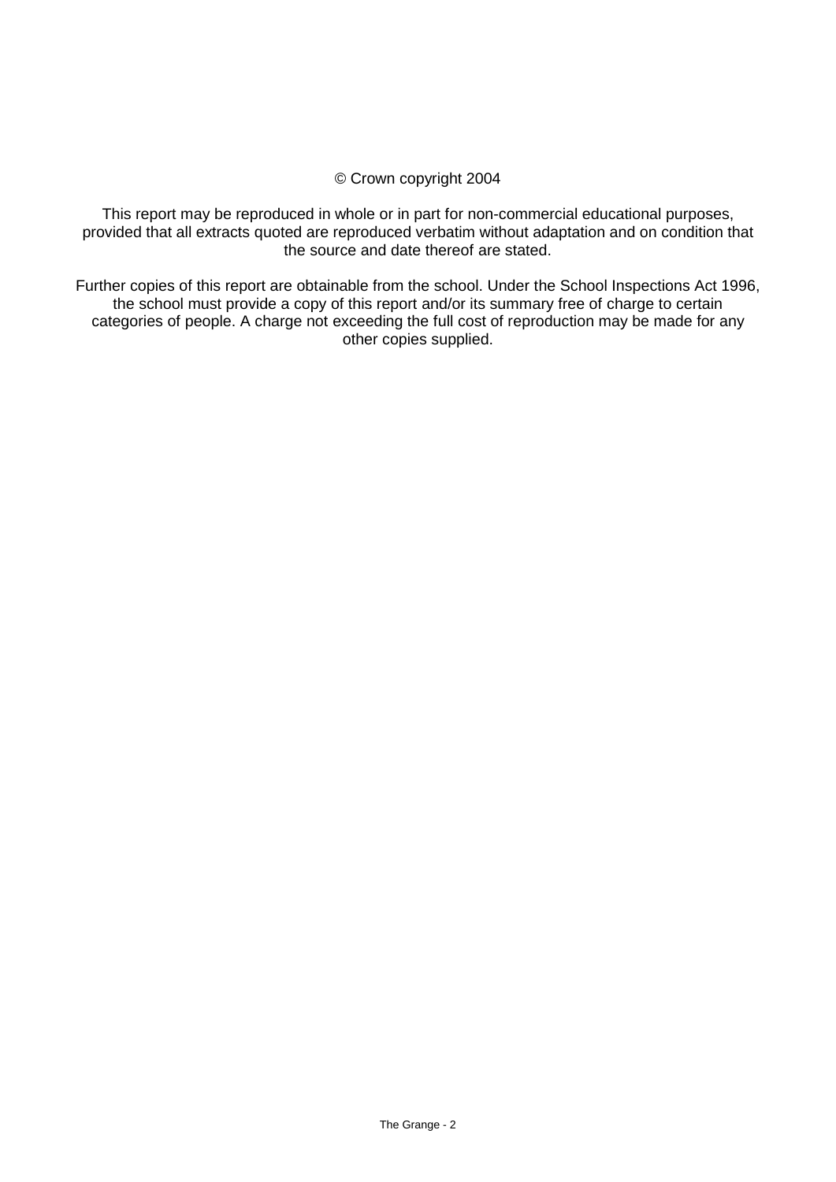© Crown copyright 2004

This report may be reproduced in whole or in part for non-commercial educational purposes, provided that all extracts quoted are reproduced verbatim without adaptation and on condition that the source and date thereof are stated.

Further copies of this report are obtainable from the school. Under the School Inspections Act 1996, the school must provide a copy of this report and/or its summary free of charge to certain categories of people. A charge not exceeding the full cost of reproduction may be made for any other copies supplied.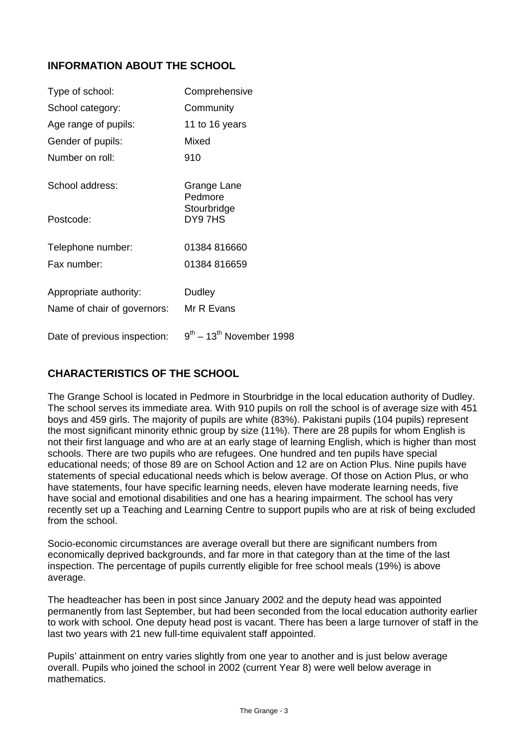## INFORMATION ABOUT THE SCHOOL

| | |
|---|---|
| Type of school: | Comprehensive |
| School category: | Community |
| Age range of pupils: | 11 to 16 years |
| Gender of pupils: | Mixed |
| Number on roll: | 910 |
| School address: | Grange Lane<br>Pedmore<br>Stourbridge |
| Postcode: | DY9 7HS |
| Telephone number: | 01384 816660 |
| Fax number: | 01384 816659 |
| Appropriate authority: | Dudley |
| Name of chair of governors: | Mr R Evans |
| Date of previous inspection: | 9th – 13th November 1998 |

## CHARACTERISTICS OF THE SCHOOL

The Grange School is located in Pedmore in Stourbridge in the local education authority of Dudley. The school serves its immediate area. With 910 pupils on roll the school is of average size with 451 boys and 459 girls. The majority of pupils are white (83%). Pakistani pupils (104 pupils) represent the most significant minority ethnic group by size (11%). There are 28 pupils for whom English is not their first language and who are at an early stage of learning English, which is higher than most schools. There are two pupils who are refugees. One hundred and ten pupils have special educational needs; of those 89 are on School Action and 12 are on Action Plus. Nine pupils have statements of special educational needs which is below average. Of those on Action Plus, or who have statements, four have specific learning needs, eleven have moderate learning needs, five have social and emotional disabilities and one has a hearing impairment. The school has very recently set up a Teaching and Learning Centre to support pupils who are at risk of being excluded from the school.

Socio-economic circumstances are average overall but there are significant numbers from economically deprived backgrounds, and far more in that category than at the time of the last inspection. The percentage of pupils currently eligible for free school meals (19%) is above average.

The headteacher has been in post since January 2002 and the deputy head was appointed permanently from last September, but had been seconded from the local education authority earlier to work with school. One deputy head post is vacant. There has been a large turnover of staff in the last two years with 21 new full-time equivalent staff appointed.

Pupils' attainment on entry varies slightly from one year to another and is just below average overall. Pupils who joined the school in 2002 (current Year 8) were well below average in mathematics.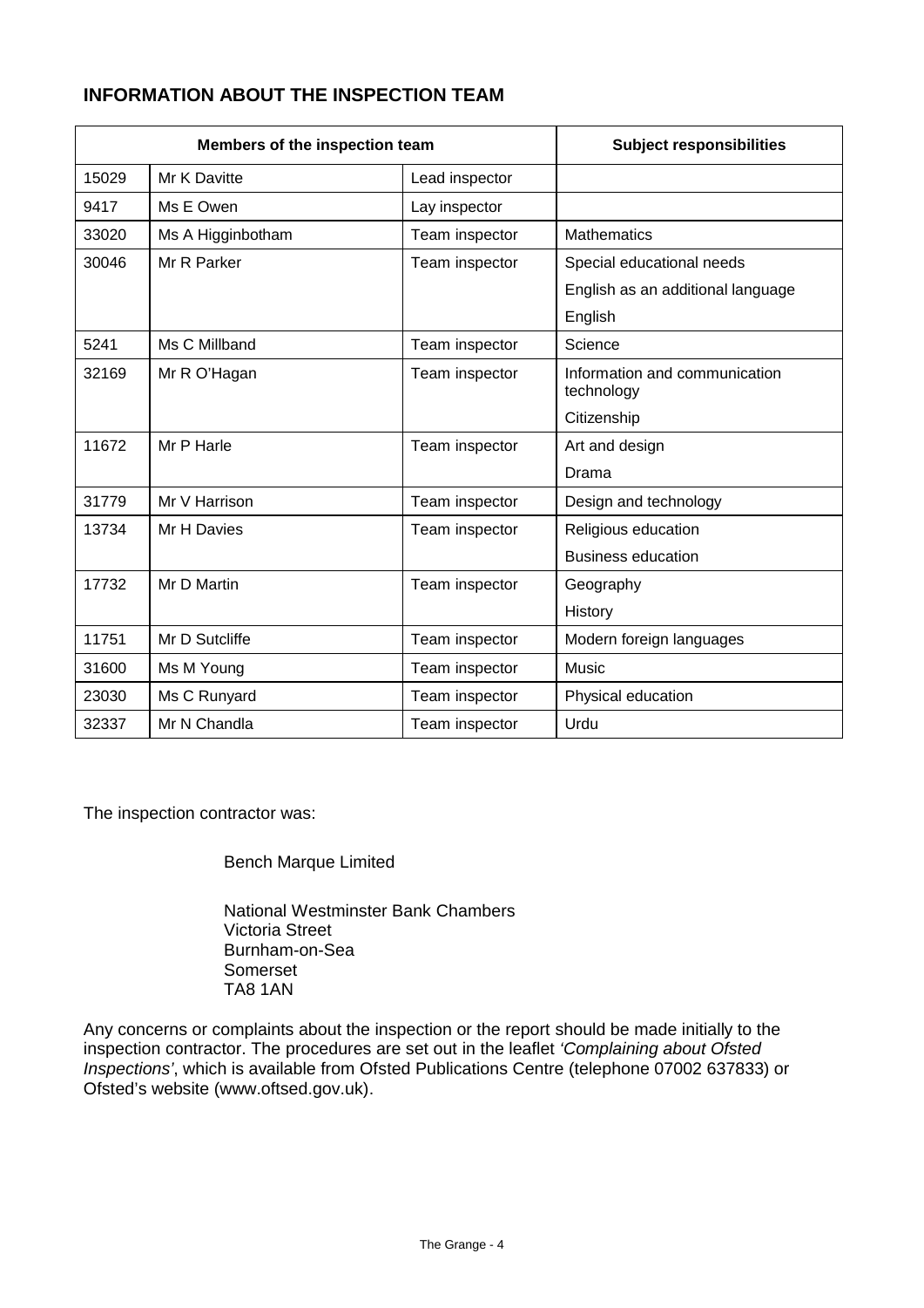## INFORMATION ABOUT THE INSPECTION TEAM

| Members of the inspection team | | | Subject responsibilities |
|---|---|---|---|
| 15029 | Mr K Davitte | Lead inspector | |
| 9417 | Ms E Owen | Lay inspector | |
| 33020 | Ms A Higginbotham | Team inspector | Mathematics |
| 30046 | Mr R Parker | Team inspector | Special educational needs |
| | | | English as an additional language |
| | | | English |
| 5241 | Ms C Millband | Team inspector | Science |
| 32169 | Mr R O'Hagan | Team inspector | Information and communication technology |
| | | | Citizenship |
| 11672 | Mr P Harle | Team inspector | Art and design |
| | | | Drama |
| 31779 | Mr V Harrison | Team inspector | Design and technology |
| 13734 | Mr H Davies | Team inspector | Religious education |
| | | | Business education |
| 17732 | Mr D Martin | Team inspector | Geography |
| | | | History |
| 11751 | Mr D Sutcliffe | Team inspector | Modern foreign languages |
| 31600 | Ms M Young | Team inspector | Music |
| 23030 | Ms C Runyard | Team inspector | Physical education |
| 32337 | Mr N Chandla | Team inspector | Urdu |

The inspection contractor was:

Bench Marque Limited

National Westminster Bank Chambers
Victoria Street
Burnham-on-Sea
Somerset
TA8 1AN

Any concerns or complaints about the inspection or the report should be made initially to the inspection contractor. The procedures are set out in the leaflet *'Complaining about Ofsted Inspections'*, which is available from Ofsted Publications Centre (telephone 07002 637833) or Ofsted's website (www.oftsed.gov.uk).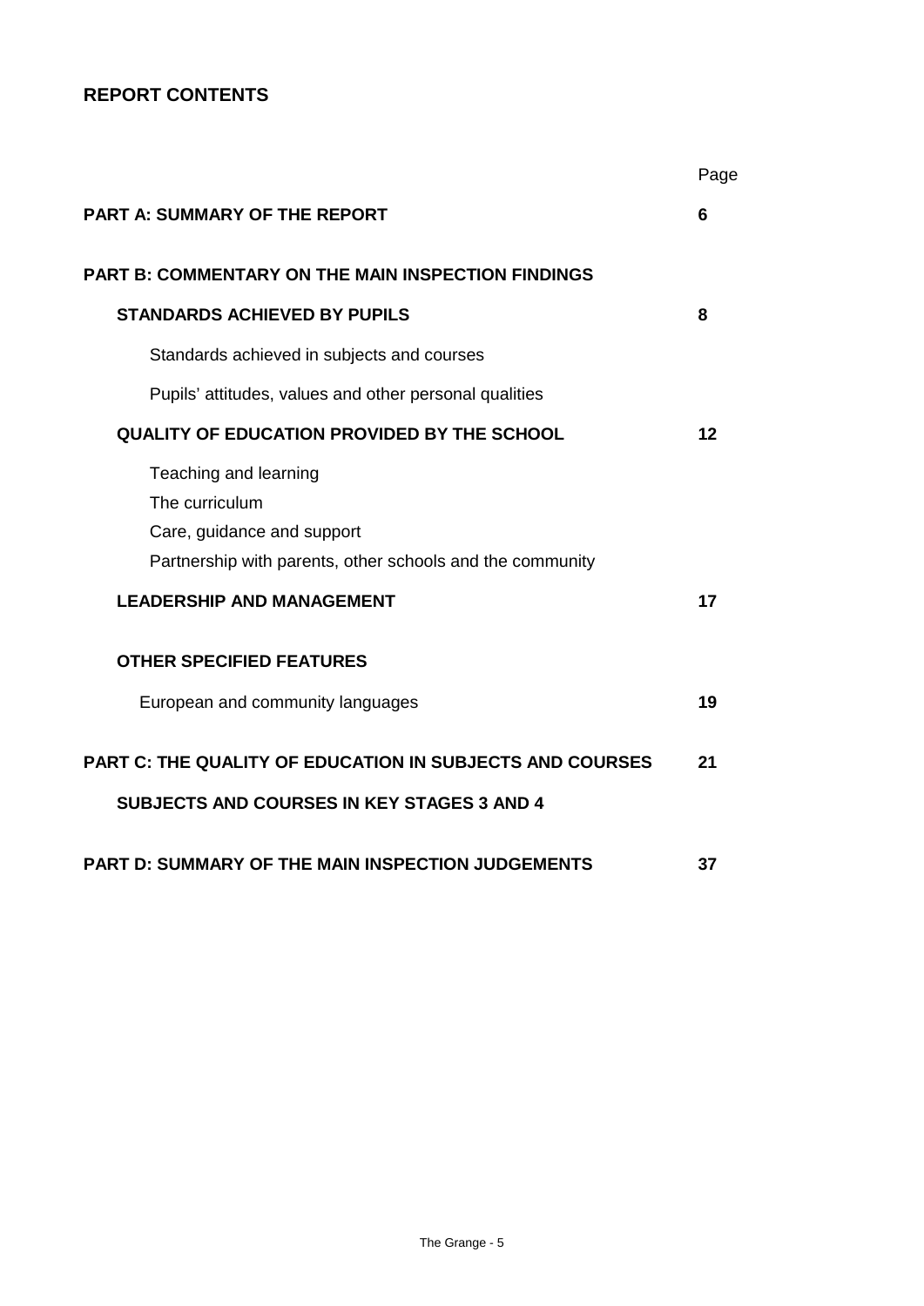## REPORT CONTENTS

| | Page |
|---|---|
| **PART A: SUMMARY OF THE REPORT** | **6** |
| **PART B: COMMENTARY ON THE MAIN INSPECTION FINDINGS** | |
| **STANDARDS ACHIEVED BY PUPILS** | **8** |
| Standards achieved in subjects and courses | |
| Pupils' attitudes, values and other personal qualities | |
| **QUALITY OF EDUCATION PROVIDED BY THE SCHOOL** | **12** |
| Teaching and learning<br>The curriculum<br>Care, guidance and support<br>Partnership with parents, other schools and the community | |
| **LEADERSHIP AND MANAGEMENT** | **17** |
| **OTHER SPECIFIED FEATURES** | |
| European and community languages | **19** |
| **PART C: THE QUALITY OF EDUCATION IN SUBJECTS AND COURSES** | **21** |
| **SUBJECTS AND COURSES IN KEY STAGES 3 AND 4** | |
| **PART D: SUMMARY OF THE MAIN INSPECTION JUDGEMENTS** | **37** |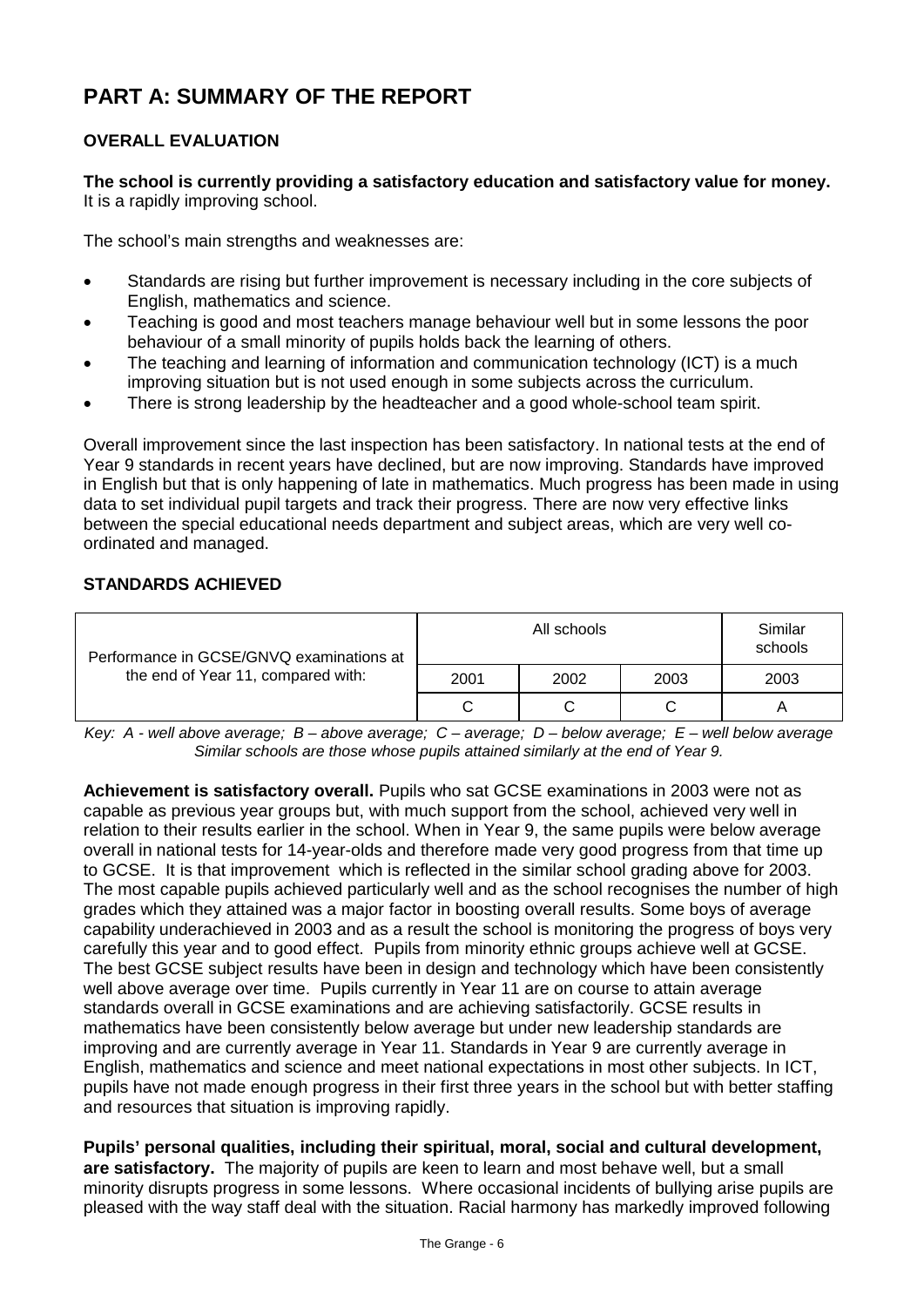# PART A: SUMMARY OF THE REPORT

## OVERALL EVALUATION

**The school is currently providing a satisfactory education and satisfactory value for money.** It is a rapidly improving school.

The school's main strengths and weaknesses are:

- Standards are rising but further improvement is necessary including in the core subjects of English, mathematics and science.
- Teaching is good and most teachers manage behaviour well but in some lessons the poor behaviour of a small minority of pupils holds back the learning of others.
- The teaching and learning of information and communication technology (ICT) is a much improving situation but is not used enough in some subjects across the curriculum.
- There is strong leadership by the headteacher and a good whole-school team spirit.

Overall improvement since the last inspection has been satisfactory. In national tests at the end of Year 9 standards in recent years have declined, but are now improving. Standards have improved in English but that is only happening of late in mathematics. Much progress has been made in using data to set individual pupil targets and track their progress. There are now very effective links between the special educational needs department and subject areas, which are very well co-ordinated and managed.

## STANDARDS ACHIEVED

| Performance in GCSE/GNVQ examinations at the end of Year 11, compared with: | All schools | | | Similar schools |
|---|---|---|---|---|
| | 2001 | 2002 | 2003 | 2003 |
| | C | C | C | A |

*Key: A - well above average; B – above average; C – average; D – below average; E – well below average*
*Similar schools are those whose pupils attained similarly at the end of Year 9.*

**Achievement is satisfactory overall.** Pupils who sat GCSE examinations in 2003 were not as capable as previous year groups but, with much support from the school, achieved very well in relation to their results earlier in the school. When in Year 9, the same pupils were below average overall in national tests for 14-year-olds and therefore made very good progress from that time up to GCSE. It is that improvement which is reflected in the similar school grading above for 2003. The most capable pupils achieved particularly well and as the school recognises the number of high grades which they attained was a major factor in boosting overall results. Some boys of average capability underachieved in 2003 and as a result the school is monitoring the progress of boys very carefully this year and to good effect. Pupils from minority ethnic groups achieve well at GCSE. The best GCSE subject results have been in design and technology which have been consistently well above average over time. Pupils currently in Year 11 are on course to attain average standards overall in GCSE examinations and are achieving satisfactorily. GCSE results in mathematics have been consistently below average but under new leadership standards are improving and are currently average in Year 11. Standards in Year 9 are currently average in English, mathematics and science and meet national expectations in most other subjects. In ICT, pupils have not made enough progress in their first three years in the school but with better staffing and resources that situation is improving rapidly.

**Pupils' personal qualities, including their spiritual, moral, social and cultural development, are satisfactory.** The majority of pupils are keen to learn and most behave well, but a small minority disrupts progress in some lessons. Where occasional incidents of bullying arise pupils are pleased with the way staff deal with the situation. Racial harmony has markedly improved following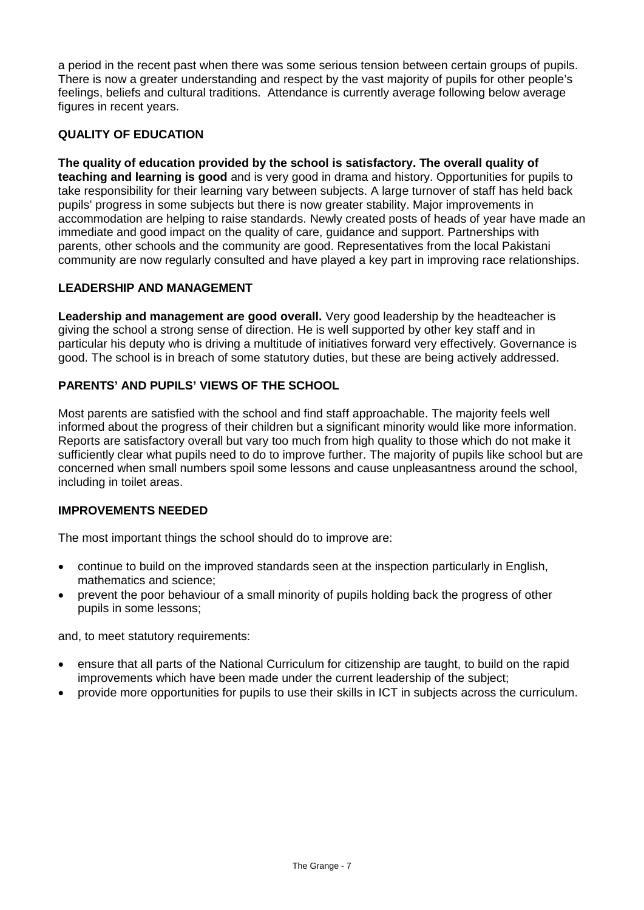a period in the recent past when there was some serious tension between certain groups of pupils. There is now a greater understanding and respect by the vast majority of pupils for other people's feelings, beliefs and cultural traditions. Attendance is currently average following below average figures in recent years.

## QUALITY OF EDUCATION

**The quality of education provided by the school is satisfactory. The overall quality of teaching and learning is good** and is very good in drama and history. Opportunities for pupils to take responsibility for their learning vary between subjects. A large turnover of staff has held back pupils' progress in some subjects but there is now greater stability. Major improvements in accommodation are helping to raise standards. Newly created posts of heads of year have made an immediate and good impact on the quality of care, guidance and support. Partnerships with parents, other schools and the community are good. Representatives from the local Pakistani community are now regularly consulted and have played a key part in improving race relationships.

## LEADERSHIP AND MANAGEMENT

**Leadership and management are good overall.** Very good leadership by the headteacher is giving the school a strong sense of direction. He is well supported by other key staff and in particular his deputy who is driving a multitude of initiatives forward very effectively. Governance is good. The school is in breach of some statutory duties, but these are being actively addressed.

## PARENTS' AND PUPILS' VIEWS OF THE SCHOOL

Most parents are satisfied with the school and find staff approachable. The majority feels well informed about the progress of their children but a significant minority would like more information. Reports are satisfactory overall but vary too much from high quality to those which do not make it sufficiently clear what pupils need to do to improve further. The majority of pupils like school but are concerned when small numbers spoil some lessons and cause unpleasantness around the school, including in toilet areas.

## IMPROVEMENTS NEEDED

The most important things the school should do to improve are:

- continue to build on the improved standards seen at the inspection particularly in English, mathematics and science;
- prevent the poor behaviour of a small minority of pupils holding back the progress of other pupils in some lessons;

and, to meet statutory requirements:

- ensure that all parts of the National Curriculum for citizenship are taught, to build on the rapid improvements which have been made under the current leadership of the subject;
- provide more opportunities for pupils to use their skills in ICT in subjects across the curriculum.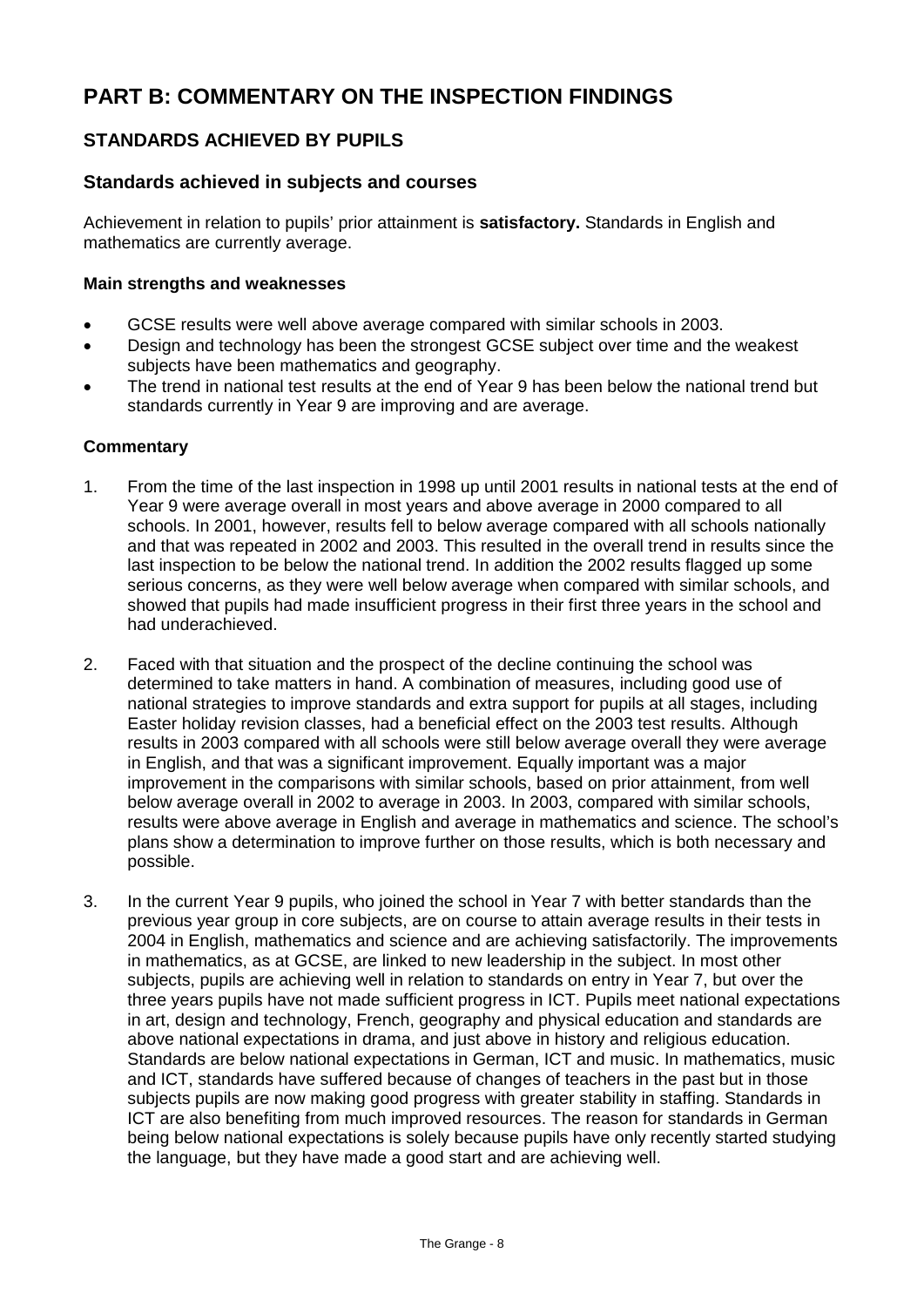# PART B: COMMENTARY ON THE INSPECTION FINDINGS

## STANDARDS ACHIEVED BY PUPILS

### Standards achieved in subjects and courses

Achievement in relation to pupils' prior attainment is **satisfactory.** Standards in English and mathematics are currently average.

#### Main strengths and weaknesses

- GCSE results were well above average compared with similar schools in 2003.
- Design and technology has been the strongest GCSE subject over time and the weakest subjects have been mathematics and geography.
- The trend in national test results at the end of Year 9 has been below the national trend but standards currently in Year 9 are improving and are average.

#### Commentary

1. From the time of the last inspection in 1998 up until 2001 results in national tests at the end of Year 9 were average overall in most years and above average in 2000 compared to all schools. In 2001, however, results fell to below average compared with all schools nationally and that was repeated in 2002 and 2003. This resulted in the overall trend in results since the last inspection to be below the national trend. In addition the 2002 results flagged up some serious concerns, as they were well below average when compared with similar schools, and showed that pupils had made insufficient progress in their first three years in the school and had underachieved.

2. Faced with that situation and the prospect of the decline continuing the school was determined to take matters in hand. A combination of measures, including good use of national strategies to improve standards and extra support for pupils at all stages, including Easter holiday revision classes, had a beneficial effect on the 2003 test results. Although results in 2003 compared with all schools were still below average overall they were average in English, and that was a significant improvement. Equally important was a major improvement in the comparisons with similar schools, based on prior attainment, from well below average overall in 2002 to average in 2003. In 2003, compared with similar schools, results were above average in English and average in mathematics and science. The school's plans show a determination to improve further on those results, which is both necessary and possible.

3. In the current Year 9 pupils, who joined the school in Year 7 with better standards than the previous year group in core subjects, are on course to attain average results in their tests in 2004 in English, mathematics and science and are achieving satisfactorily. The improvements in mathematics, as at GCSE, are linked to new leadership in the subject. In most other subjects, pupils are achieving well in relation to standards on entry in Year 7, but over the three years pupils have not made sufficient progress in ICT. Pupils meet national expectations in art, design and technology, French, geography and physical education and standards are above national expectations in drama, and just above in history and religious education. Standards are below national expectations in German, ICT and music. In mathematics, music and ICT, standards have suffered because of changes of teachers in the past but in those subjects pupils are now making good progress with greater stability in staffing. Standards in ICT are also benefiting from much improved resources. The reason for standards in German being below national expectations is solely because pupils have only recently started studying the language, but they have made a good start and are achieving well.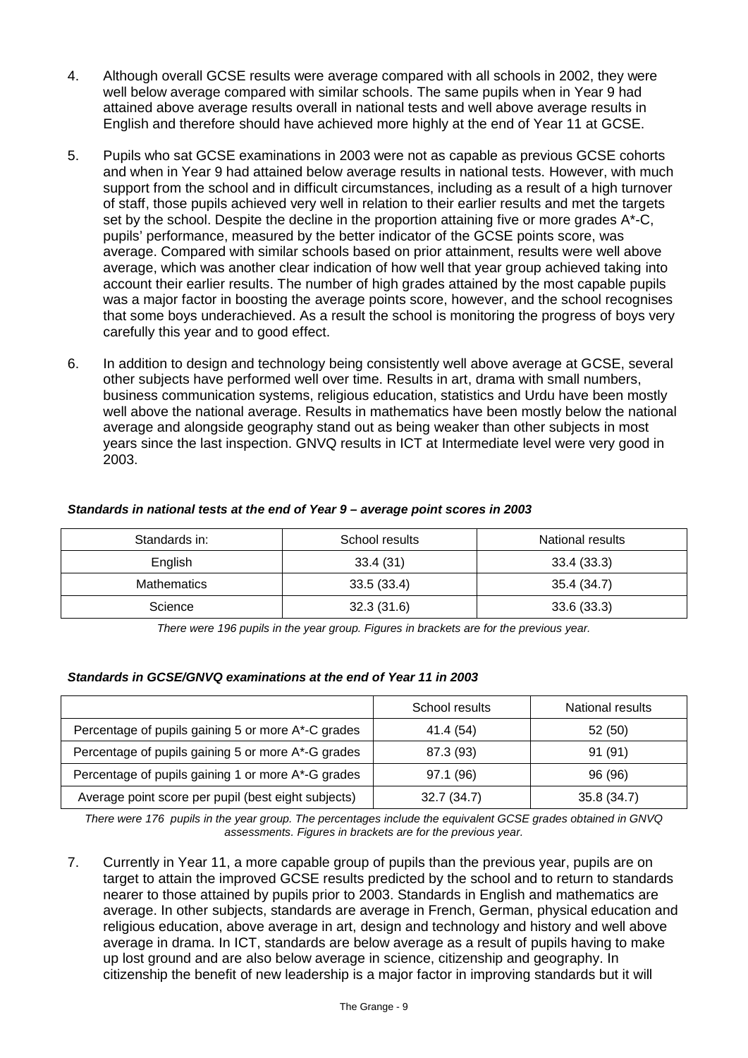4. Although overall GCSE results were average compared with all schools in 2002, they were well below average compared with similar schools. The same pupils when in Year 9 had attained above average results overall in national tests and well above average results in English and therefore should have achieved more highly at the end of Year 11 at GCSE.

5. Pupils who sat GCSE examinations in 2003 were not as capable as previous GCSE cohorts and when in Year 9 had attained below average results in national tests. However, with much support from the school and in difficult circumstances, including as a result of a high turnover of staff, those pupils achieved very well in relation to their earlier results and met the targets set by the school. Despite the decline in the proportion attaining five or more grades A*-C, pupils' performance, measured by the better indicator of the GCSE points score, was average. Compared with similar schools based on prior attainment, results were well above average, which was another clear indication of how well that year group achieved taking into account their earlier results. The number of high grades attained by the most capable pupils was a major factor in boosting the average points score, however, and the school recognises that some boys underachieved. As a result the school is monitoring the progress of boys very carefully this year and to good effect.

6. In addition to design and technology being consistently well above average at GCSE, several other subjects have performed well over time. Results in art, drama with small numbers, business communication systems, religious education, statistics and Urdu have been mostly well above the national average. Results in mathematics have been mostly below the national average and alongside geography stand out as being weaker than other subjects in most years since the last inspection. GNVQ results in ICT at Intermediate level were very good in 2003.

***Standards in national tests at the end of Year 9 – average point scores in 2003***

| Standards in: | School results | National results |
|---|---|---|
| English | 33.4 (31) | 33.4 (33.3) |
| Mathematics | 33.5 (33.4) | 35.4 (34.7) |
| Science | 32.3 (31.6) | 33.6 (33.3) |

*There were 196 pupils in the year group. Figures in brackets are for the previous year.*

***Standards in GCSE/GNVQ examinations at the end of Year 11 in 2003***

| | School results | National results |
|---|---|---|
| Percentage of pupils gaining 5 or more A*-C grades | 41.4 (54) | 52 (50) |
| Percentage of pupils gaining 5 or more A*-G grades | 87.3 (93) | 91 (91) |
| Percentage of pupils gaining 1 or more A*-G grades | 97.1 (96) | 96 (96) |
| Average point score per pupil (best eight subjects) | 32.7 (34.7) | 35.8 (34.7) |

*There were 176 pupils in the year group. The percentages include the equivalent GCSE grades obtained in GNVQ assessments. Figures in brackets are for the previous year.*

7. Currently in Year 11, a more capable group of pupils than the previous year, pupils are on target to attain the improved GCSE results predicted by the school and to return to standards nearer to those attained by pupils prior to 2003. Standards in English and mathematics are average. In other subjects, standards are average in French, German, physical education and religious education, above average in art, design and technology and history and well above average in drama. In ICT, standards are below average as a result of pupils having to make up lost ground and are also below average in science, citizenship and geography. In citizenship the benefit of new leadership is a major factor in improving standards but it will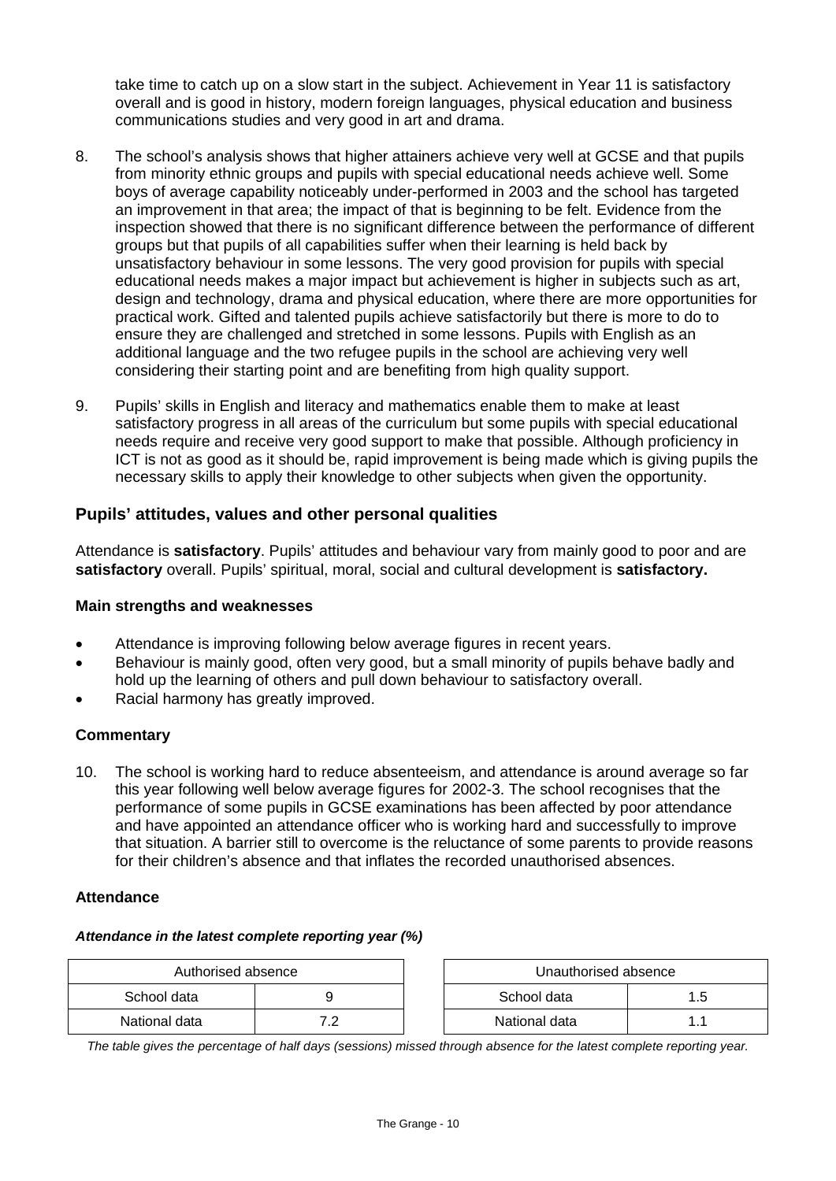take time to catch up on a slow start in the subject. Achievement in Year 11 is satisfactory overall and is good in history, modern foreign languages, physical education and business communications studies and very good in art and drama.

8. The school's analysis shows that higher attainers achieve very well at GCSE and that pupils from minority ethnic groups and pupils with special educational needs achieve well. Some boys of average capability noticeably under-performed in 2003 and the school has targeted an improvement in that area; the impact of that is beginning to be felt. Evidence from the inspection showed that there is no significant difference between the performance of different groups but that pupils of all capabilities suffer when their learning is held back by unsatisfactory behaviour in some lessons. The very good provision for pupils with special educational needs makes a major impact but achievement is higher in subjects such as art, design and technology, drama and physical education, where there are more opportunities for practical work. Gifted and talented pupils achieve satisfactorily but there is more to do to ensure they are challenged and stretched in some lessons. Pupils with English as an additional language and the two refugee pupils in the school are achieving very well considering their starting point and are benefiting from high quality support.

9. Pupils' skills in English and literacy and mathematics enable them to make at least satisfactory progress in all areas of the curriculum but some pupils with special educational needs require and receive very good support to make that possible. Although proficiency in ICT is not as good as it should be, rapid improvement is being made which is giving pupils the necessary skills to apply their knowledge to other subjects when given the opportunity.

## Pupils' attitudes, values and other personal qualities

Attendance is **satisfactory**. Pupils' attitudes and behaviour vary from mainly good to poor and are **satisfactory** overall. Pupils' spiritual, moral, social and cultural development is **satisfactory.**

### Main strengths and weaknesses

- Attendance is improving following below average figures in recent years.
- Behaviour is mainly good, often very good, but a small minority of pupils behave badly and hold up the learning of others and pull down behaviour to satisfactory overall.
- Racial harmony has greatly improved.

### Commentary

10. The school is working hard to reduce absenteeism, and attendance is around average so far this year following well below average figures for 2002-3. The school recognises that the performance of some pupils in GCSE examinations has been affected by poor attendance and have appointed an attendance officer who is working hard and successfully to improve that situation. A barrier still to overcome is the reluctance of some parents to provide reasons for their children's absence and that inflates the recorded unauthorised absences.

### Attendance

***Attendance in the latest complete reporting year (%)***

| Authorised absence | |
|---|---|
| School data | 9 |
| National data | 7.2 |

| Unauthorised absence | |
|---|---|
| School data | 1.5 |
| National data | 1.1 |

*The table gives the percentage of half days (sessions) missed through absence for the latest complete reporting year.*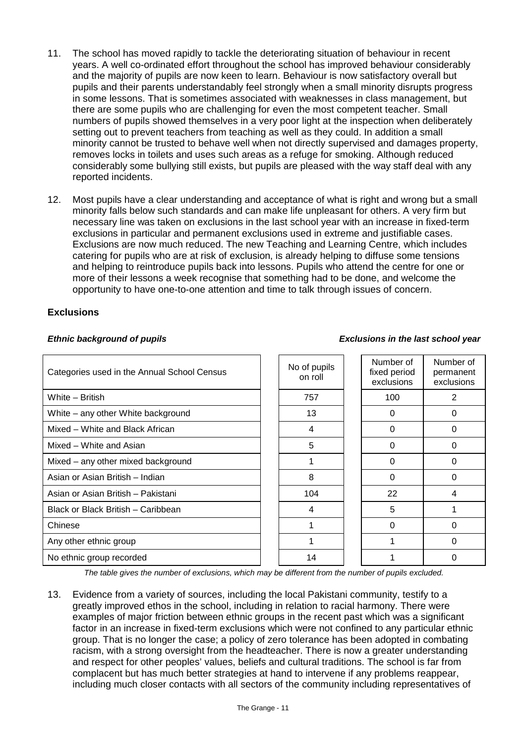11. The school has moved rapidly to tackle the deteriorating situation of behaviour in recent years. A well co-ordinated effort throughout the school has improved behaviour considerably and the majority of pupils are now keen to learn. Behaviour is now satisfactory overall but pupils and their parents understandably feel strongly when a small minority disrupts progress in some lessons. That is sometimes associated with weaknesses in class management, but there are some pupils who are challenging for even the most competent teacher. Small numbers of pupils showed themselves in a very poor light at the inspection when deliberately setting out to prevent teachers from teaching as well as they could. In addition a small minority cannot be trusted to behave well when not directly supervised and damages property, removes locks in toilets and uses such areas as a refuge for smoking. Although reduced considerably some bullying still exists, but pupils are pleased with the way staff deal with any reported incidents.

12. Most pupils have a clear understanding and acceptance of what is right and wrong but a small minority falls below such standards and can make life unpleasant for others. A very firm but necessary line was taken on exclusions in the last school year with an increase in fixed-term exclusions in particular and permanent exclusions used in extreme and justifiable cases. Exclusions are now much reduced. The new Teaching and Learning Centre, which includes catering for pupils who are at risk of exclusion, is already helping to diffuse some tensions and helping to reintroduce pupils back into lessons. Pupils who attend the centre for one or more of their lessons a week recognise that something had to be done, and welcome the opportunity to have one-to-one attention and time to talk through issues of concern.

**Exclusions**

***Ethnic background of pupils*** | ***Exclusions in the last school year***

| Categories used in the Annual School Census | No of pupils on roll | Number of fixed period exclusions | Number of permanent exclusions |
|---|---|---|---|
| White – British | 757 | 100 | 2 |
| White – any other White background | 13 | 0 | 0 |
| Mixed – White and Black African | 4 | 0 | 0 |
| Mixed – White and Asian | 5 | 0 | 0 |
| Mixed – any other mixed background | 1 | 0 | 0 |
| Asian or Asian British – Indian | 8 | 0 | 0 |
| Asian or Asian British – Pakistani | 104 | 22 | 4 |
| Black or Black British – Caribbean | 4 | 5 | 1 |
| Chinese | 1 | 0 | 0 |
| Any other ethnic group | 1 | 1 | 0 |
| No ethnic group recorded | 14 | 1 | 0 |

*The table gives the number of exclusions, which may be different from the number of pupils excluded.*

13. Evidence from a variety of sources, including the local Pakistani community, testify to a greatly improved ethos in the school, including in relation to racial harmony. There were examples of major friction between ethnic groups in the recent past which was a significant factor in an increase in fixed-term exclusions which were not confined to any particular ethnic group. That is no longer the case; a policy of zero tolerance has been adopted in combating racism, with a strong oversight from the headteacher. There is now a greater understanding and respect for other peoples' values, beliefs and cultural traditions. The school is far from complacent but has much better strategies at hand to intervene if any problems reappear, including much closer contacts with all sectors of the community including representatives of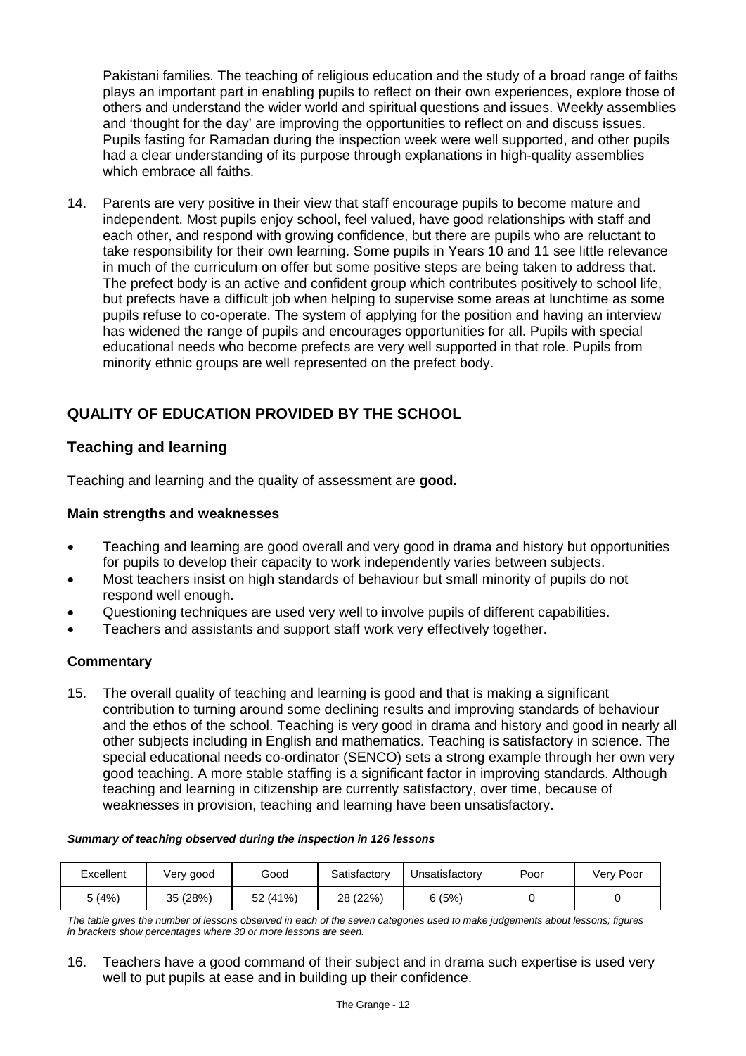Pakistani families. The teaching of religious education and the study of a broad range of faiths plays an important part in enabling pupils to reflect on their own experiences, explore those of others and understand the wider world and spiritual questions and issues. Weekly assemblies and 'thought for the day' are improving the opportunities to reflect on and discuss issues. Pupils fasting for Ramadan during the inspection week were well supported, and other pupils had a clear understanding of its purpose through explanations in high-quality assemblies which embrace all faiths.

14. Parents are very positive in their view that staff encourage pupils to become mature and independent. Most pupils enjoy school, feel valued, have good relationships with staff and each other, and respond with growing confidence, but there are pupils who are reluctant to take responsibility for their own learning. Some pupils in Years 10 and 11 see little relevance in much of the curriculum on offer but some positive steps are being taken to address that. The prefect body is an active and confident group which contributes positively to school life, but prefects have a difficult job when helping to supervise some areas at lunchtime as some pupils refuse to co-operate. The system of applying for the position and having an interview has widened the range of pupils and encourages opportunities for all. Pupils with special educational needs who become prefects are very well supported in that role. Pupils from minority ethnic groups are well represented on the prefect body.

## QUALITY OF EDUCATION PROVIDED BY THE SCHOOL

### Teaching and learning

Teaching and learning and the quality of assessment are **good.**

#### Main strengths and weaknesses

- Teaching and learning are good overall and very good in drama and history but opportunities for pupils to develop their capacity to work independently varies between subjects.
- Most teachers insist on high standards of behaviour but small minority of pupils do not respond well enough.
- Questioning techniques are used very well to involve pupils of different capabilities.
- Teachers and assistants and support staff work very effectively together.

#### Commentary

15. The overall quality of teaching and learning is good and that is making a significant contribution to turning around some declining results and improving standards of behaviour and the ethos of the school. Teaching is very good in drama and history and good in nearly all other subjects including in English and mathematics. Teaching is satisfactory in science. The special educational needs co-ordinator (SENCO) sets a strong example through her own very good teaching. A more stable staffing is a significant factor in improving standards. Although teaching and learning in citizenship are currently satisfactory, over time, because of weaknesses in provision, teaching and learning have been unsatisfactory.

***Summary of teaching observed during the inspection in 126 lessons***

| Excellent | Very good | Good | Satisfactory | Unsatisfactory | Poor | Very Poor |
|---|---|---|---|---|---|---|
| 5 (4%) | 35 (28%) | 52 (41%) | 28 (22%) | 6 (5%) | 0 | 0 |

*The table gives the number of lessons observed in each of the seven categories used to make judgements about lessons; figures in brackets show percentages where 30 or more lessons are seen.*

16. Teachers have a good command of their subject and in drama such expertise is used very well to put pupils at ease and in building up their confidence.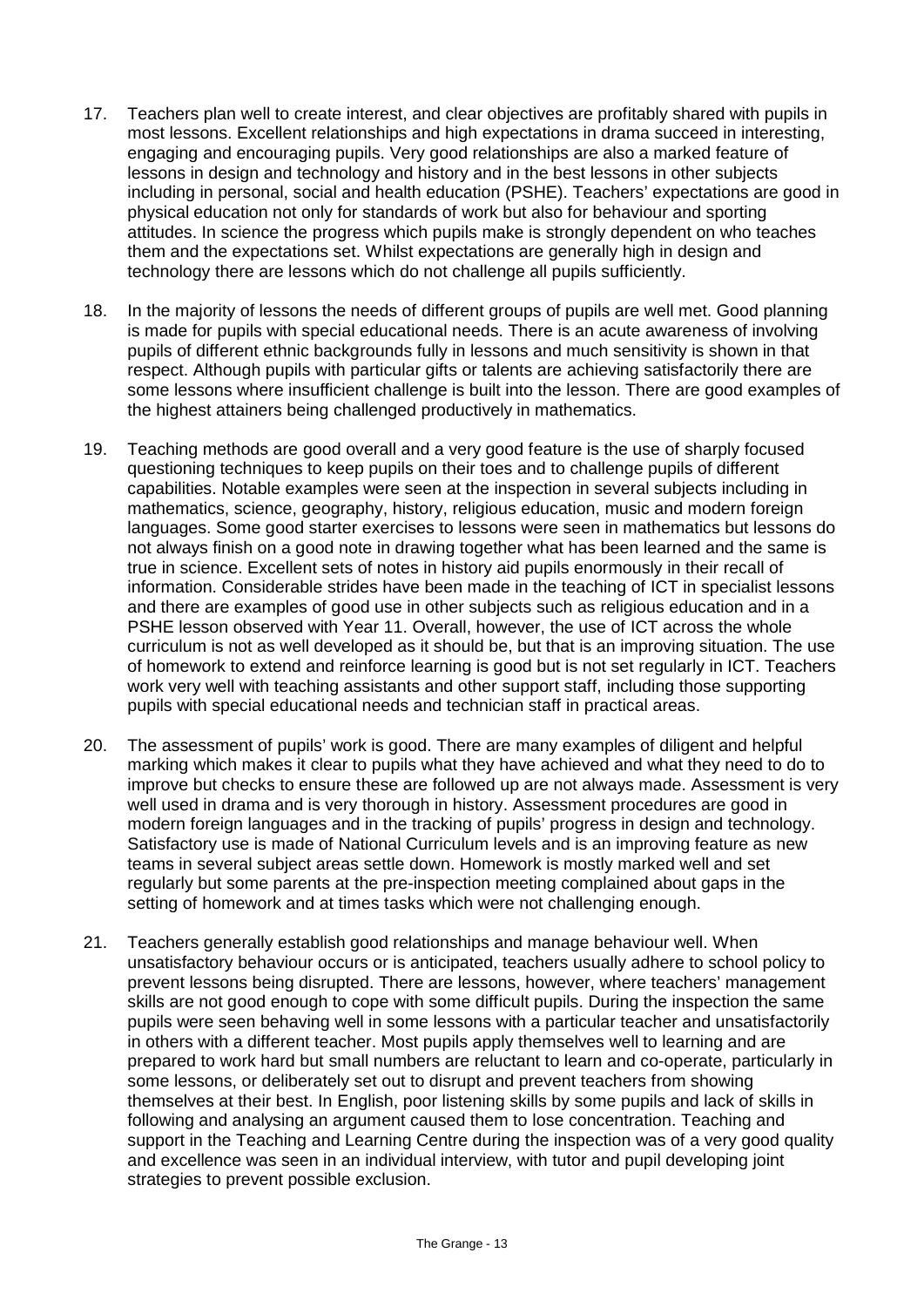17. Teachers plan well to create interest, and clear objectives are profitably shared with pupils in most lessons. Excellent relationships and high expectations in drama succeed in interesting, engaging and encouraging pupils. Very good relationships are also a marked feature of lessons in design and technology and history and in the best lessons in other subjects including in personal, social and health education (PSHE). Teachers' expectations are good in physical education not only for standards of work but also for behaviour and sporting attitudes. In science the progress which pupils make is strongly dependent on who teaches them and the expectations set. Whilst expectations are generally high in design and technology there are lessons which do not challenge all pupils sufficiently.

18. In the majority of lessons the needs of different groups of pupils are well met. Good planning is made for pupils with special educational needs. There is an acute awareness of involving pupils of different ethnic backgrounds fully in lessons and much sensitivity is shown in that respect. Although pupils with particular gifts or talents are achieving satisfactorily there are some lessons where insufficient challenge is built into the lesson. There are good examples of the highest attainers being challenged productively in mathematics.

19. Teaching methods are good overall and a very good feature is the use of sharply focused questioning techniques to keep pupils on their toes and to challenge pupils of different capabilities. Notable examples were seen at the inspection in several subjects including in mathematics, science, geography, history, religious education, music and modern foreign languages. Some good starter exercises to lessons were seen in mathematics but lessons do not always finish on a good note in drawing together what has been learned and the same is true in science. Excellent sets of notes in history aid pupils enormously in their recall of information. Considerable strides have been made in the teaching of ICT in specialist lessons and there are examples of good use in other subjects such as religious education and in a PSHE lesson observed with Year 11. Overall, however, the use of ICT across the whole curriculum is not as well developed as it should be, but that is an improving situation. The use of homework to extend and reinforce learning is good but is not set regularly in ICT. Teachers work very well with teaching assistants and other support staff, including those supporting pupils with special educational needs and technician staff in practical areas.

20. The assessment of pupils' work is good. There are many examples of diligent and helpful marking which makes it clear to pupils what they have achieved and what they need to do to improve but checks to ensure these are followed up are not always made. Assessment is very well used in drama and is very thorough in history. Assessment procedures are good in modern foreign languages and in the tracking of pupils' progress in design and technology. Satisfactory use is made of National Curriculum levels and is an improving feature as new teams in several subject areas settle down. Homework is mostly marked well and set regularly but some parents at the pre-inspection meeting complained about gaps in the setting of homework and at times tasks which were not challenging enough.

21. Teachers generally establish good relationships and manage behaviour well. When unsatisfactory behaviour occurs or is anticipated, teachers usually adhere to school policy to prevent lessons being disrupted. There are lessons, however, where teachers' management skills are not good enough to cope with some difficult pupils. During the inspection the same pupils were seen behaving well in some lessons with a particular teacher and unsatisfactorily in others with a different teacher. Most pupils apply themselves well to learning and are prepared to work hard but small numbers are reluctant to learn and co-operate, particularly in some lessons, or deliberately set out to disrupt and prevent teachers from showing themselves at their best. In English, poor listening skills by some pupils and lack of skills in following and analysing an argument caused them to lose concentration. Teaching and support in the Teaching and Learning Centre during the inspection was of a very good quality and excellence was seen in an individual interview, with tutor and pupil developing joint strategies to prevent possible exclusion.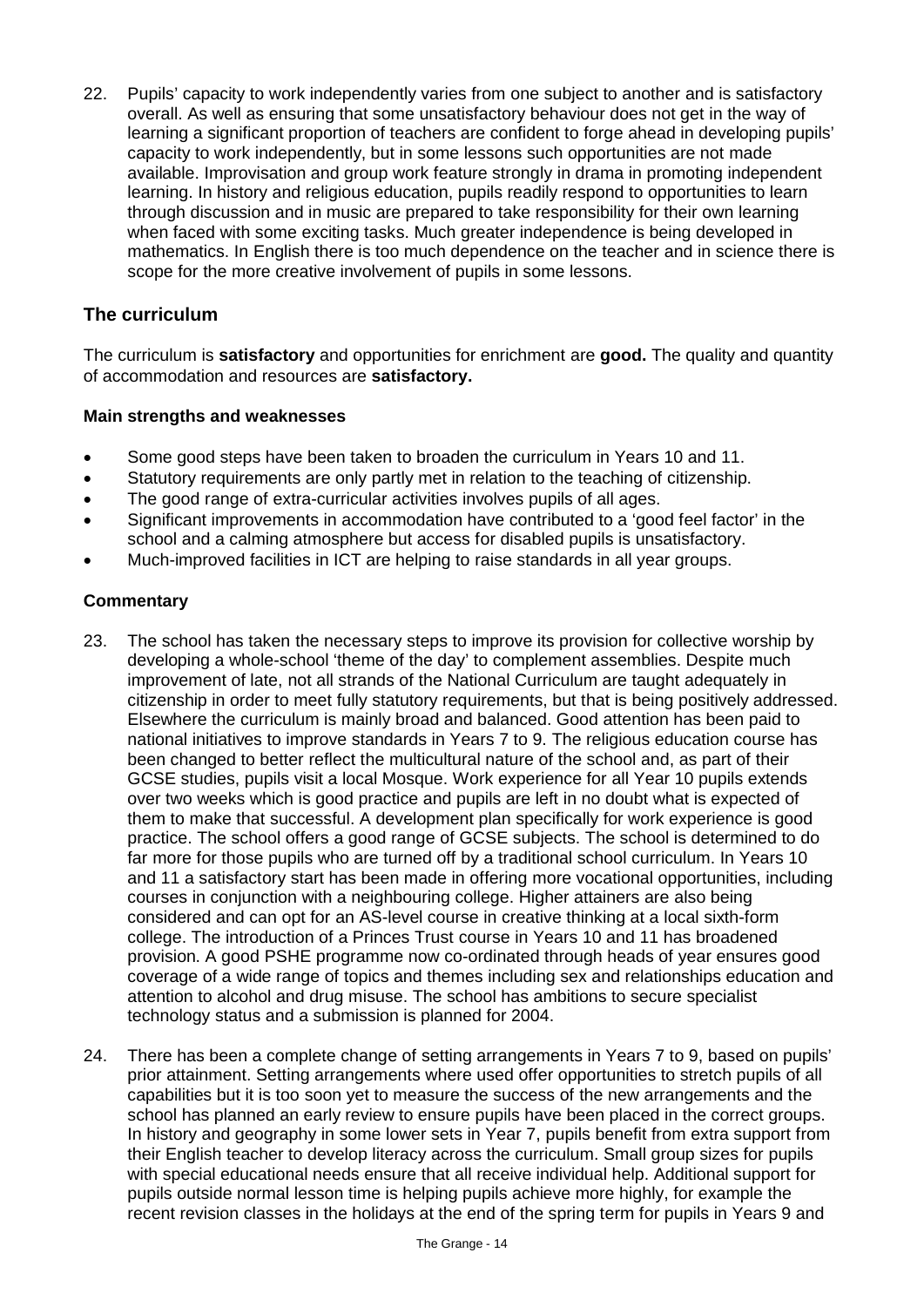22. Pupils' capacity to work independently varies from one subject to another and is satisfactory overall. As well as ensuring that some unsatisfactory behaviour does not get in the way of learning a significant proportion of teachers are confident to forge ahead in developing pupils' capacity to work independently, but in some lessons such opportunities are not made available. Improvisation and group work feature strongly in drama in promoting independent learning. In history and religious education, pupils readily respond to opportunities to learn through discussion and in music are prepared to take responsibility for their own learning when faced with some exciting tasks. Much greater independence is being developed in mathematics. In English there is too much dependence on the teacher and in science there is scope for the more creative involvement of pupils in some lessons.

## The curriculum

The curriculum is **satisfactory** and opportunities for enrichment are **good.** The quality and quantity of accommodation and resources are **satisfactory.**

### Main strengths and weaknesses

- Some good steps have been taken to broaden the curriculum in Years 10 and 11.
- Statutory requirements are only partly met in relation to the teaching of citizenship.
- The good range of extra-curricular activities involves pupils of all ages.
- Significant improvements in accommodation have contributed to a 'good feel factor' in the school and a calming atmosphere but access for disabled pupils is unsatisfactory.
- Much-improved facilities in ICT are helping to raise standards in all year groups.

### Commentary

23. The school has taken the necessary steps to improve its provision for collective worship by developing a whole-school 'theme of the day' to complement assemblies. Despite much improvement of late, not all strands of the National Curriculum are taught adequately in citizenship in order to meet fully statutory requirements, but that is being positively addressed. Elsewhere the curriculum is mainly broad and balanced. Good attention has been paid to national initiatives to improve standards in Years 7 to 9. The religious education course has been changed to better reflect the multicultural nature of the school and, as part of their GCSE studies, pupils visit a local Mosque. Work experience for all Year 10 pupils extends over two weeks which is good practice and pupils are left in no doubt what is expected of them to make that successful. A development plan specifically for work experience is good practice. The school offers a good range of GCSE subjects. The school is determined to do far more for those pupils who are turned off by a traditional school curriculum. In Years 10 and 11 a satisfactory start has been made in offering more vocational opportunities, including courses in conjunction with a neighbouring college. Higher attainers are also being considered and can opt for an AS-level course in creative thinking at a local sixth-form college. The introduction of a Princes Trust course in Years 10 and 11 has broadened provision. A good PSHE programme now co-ordinated through heads of year ensures good coverage of a wide range of topics and themes including sex and relationships education and attention to alcohol and drug misuse. The school has ambitions to secure specialist technology status and a submission is planned for 2004.

24. There has been a complete change of setting arrangements in Years 7 to 9, based on pupils' prior attainment. Setting arrangements where used offer opportunities to stretch pupils of all capabilities but it is too soon yet to measure the success of the new arrangements and the school has planned an early review to ensure pupils have been placed in the correct groups. In history and geography in some lower sets in Year 7, pupils benefit from extra support from their English teacher to develop literacy across the curriculum. Small group sizes for pupils with special educational needs ensure that all receive individual help. Additional support for pupils outside normal lesson time is helping pupils achieve more highly, for example the recent revision classes in the holidays at the end of the spring term for pupils in Years 9 and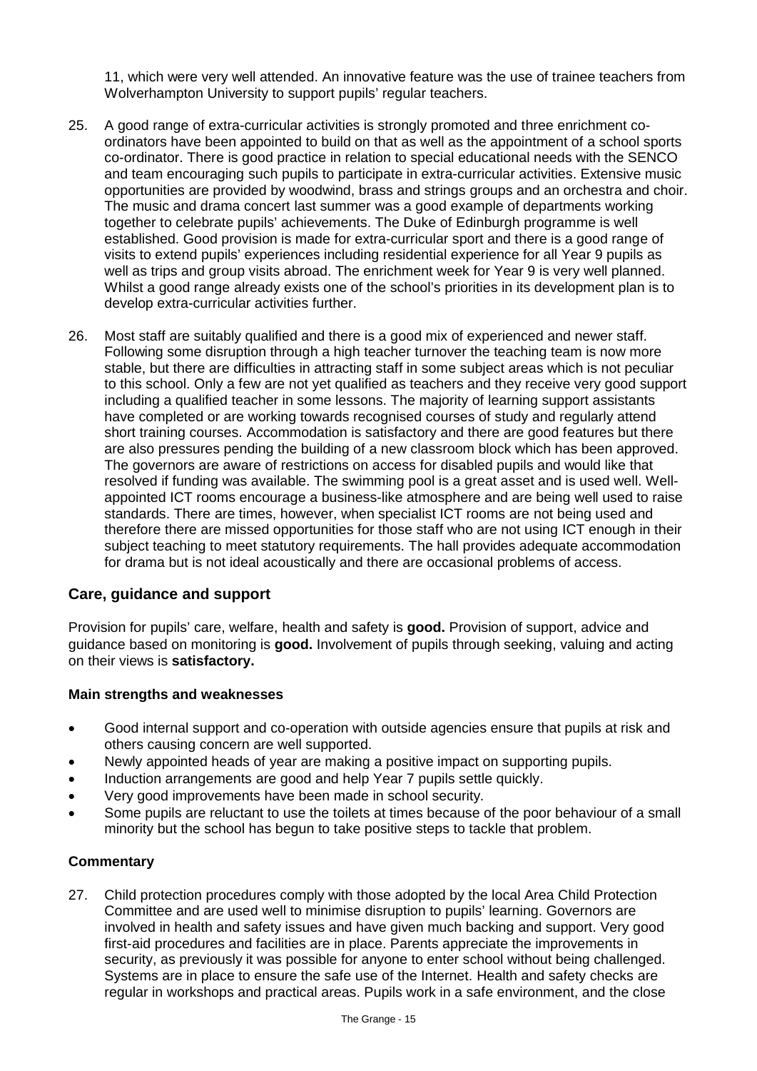11, which were very well attended. An innovative feature was the use of trainee teachers from Wolverhampton University to support pupils' regular teachers.

25. A good range of extra-curricular activities is strongly promoted and three enrichment co-ordinators have been appointed to build on that as well as the appointment of a school sports co-ordinator. There is good practice in relation to special educational needs with the SENCO and team encouraging such pupils to participate in extra-curricular activities. Extensive music opportunities are provided by woodwind, brass and strings groups and an orchestra and choir. The music and drama concert last summer was a good example of departments working together to celebrate pupils' achievements. The Duke of Edinburgh programme is well established. Good provision is made for extra-curricular sport and there is a good range of visits to extend pupils' experiences including residential experience for all Year 9 pupils as well as trips and group visits abroad. The enrichment week for Year 9 is very well planned. Whilst a good range already exists one of the school's priorities in its development plan is to develop extra-curricular activities further.

26. Most staff are suitably qualified and there is a good mix of experienced and newer staff. Following some disruption through a high teacher turnover the teaching team is now more stable, but there are difficulties in attracting staff in some subject areas which is not peculiar to this school. Only a few are not yet qualified as teachers and they receive very good support including a qualified teacher in some lessons. The majority of learning support assistants have completed or are working towards recognised courses of study and regularly attend short training courses. Accommodation is satisfactory and there are good features but there are also pressures pending the building of a new classroom block which has been approved. The governors are aware of restrictions on access for disabled pupils and would like that resolved if funding was available. The swimming pool is a great asset and is used well. Well-appointed ICT rooms encourage a business-like atmosphere and are being well used to raise standards. There are times, however, when specialist ICT rooms are not being used and therefore there are missed opportunities for those staff who are not using ICT enough in their subject teaching to meet statutory requirements. The hall provides adequate accommodation for drama but is not ideal acoustically and there are occasional problems of access.

## Care, guidance and support

Provision for pupils' care, welfare, health and safety is **good.** Provision of support, advice and guidance based on monitoring is **good.** Involvement of pupils through seeking, valuing and acting on their views is **satisfactory.**

### Main strengths and weaknesses

- Good internal support and co-operation with outside agencies ensure that pupils at risk and others causing concern are well supported.
- Newly appointed heads of year are making a positive impact on supporting pupils.
- Induction arrangements are good and help Year 7 pupils settle quickly.
- Very good improvements have been made in school security.
- Some pupils are reluctant to use the toilets at times because of the poor behaviour of a small minority but the school has begun to take positive steps to tackle that problem.

### Commentary

27. Child protection procedures comply with those adopted by the local Area Child Protection Committee and are used well to minimise disruption to pupils' learning. Governors are involved in health and safety issues and have given much backing and support. Very good first-aid procedures and facilities are in place. Parents appreciate the improvements in security, as previously it was possible for anyone to enter school without being challenged. Systems are in place to ensure the safe use of the Internet. Health and safety checks are regular in workshops and practical areas. Pupils work in a safe environment, and the close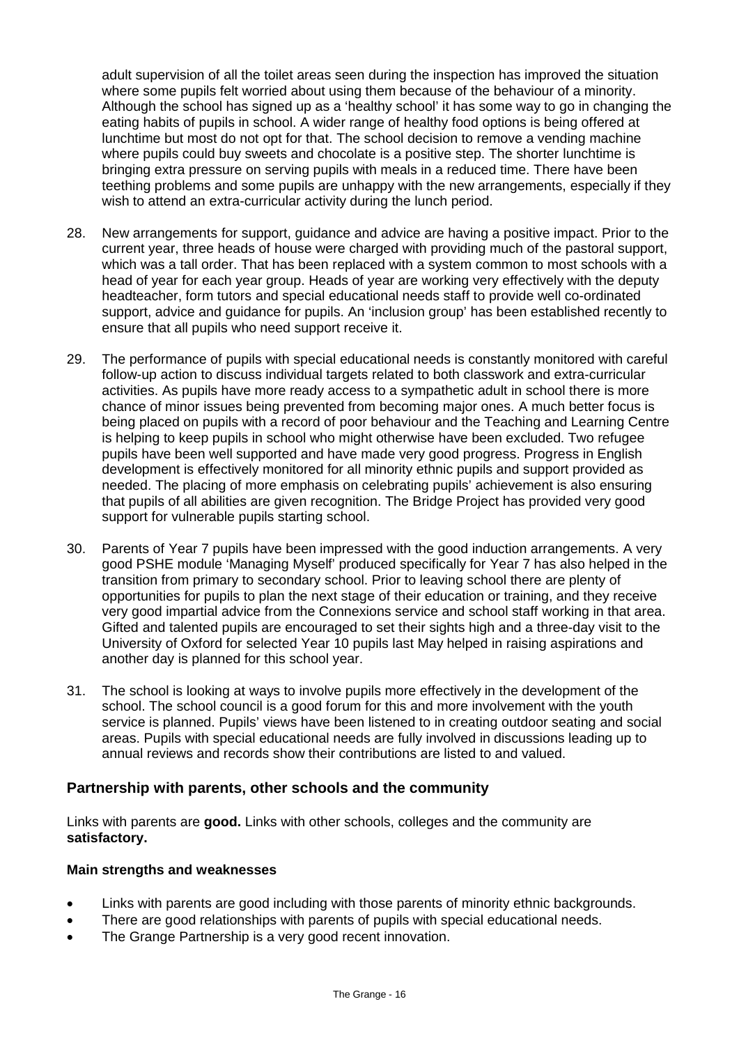adult supervision of all the toilet areas seen during the inspection has improved the situation where some pupils felt worried about using them because of the behaviour of a minority. Although the school has signed up as a 'healthy school' it has some way to go in changing the eating habits of pupils in school. A wider range of healthy food options is being offered at lunchtime but most do not opt for that. The school decision to remove a vending machine where pupils could buy sweets and chocolate is a positive step. The shorter lunchtime is bringing extra pressure on serving pupils with meals in a reduced time. There have been teething problems and some pupils are unhappy with the new arrangements, especially if they wish to attend an extra-curricular activity during the lunch period.

28. New arrangements for support, guidance and advice are having a positive impact. Prior to the current year, three heads of house were charged with providing much of the pastoral support, which was a tall order. That has been replaced with a system common to most schools with a head of year for each year group. Heads of year are working very effectively with the deputy headteacher, form tutors and special educational needs staff to provide well co-ordinated support, advice and guidance for pupils. An 'inclusion group' has been established recently to ensure that all pupils who need support receive it.

29. The performance of pupils with special educational needs is constantly monitored with careful follow-up action to discuss individual targets related to both classwork and extra-curricular activities. As pupils have more ready access to a sympathetic adult in school there is more chance of minor issues being prevented from becoming major ones. A much better focus is being placed on pupils with a record of poor behaviour and the Teaching and Learning Centre is helping to keep pupils in school who might otherwise have been excluded. Two refugee pupils have been well supported and have made very good progress. Progress in English development is effectively monitored for all minority ethnic pupils and support provided as needed. The placing of more emphasis on celebrating pupils' achievement is also ensuring that pupils of all abilities are given recognition. The Bridge Project has provided very good support for vulnerable pupils starting school.

30. Parents of Year 7 pupils have been impressed with the good induction arrangements. A very good PSHE module 'Managing Myself' produced specifically for Year 7 has also helped in the transition from primary to secondary school. Prior to leaving school there are plenty of opportunities for pupils to plan the next stage of their education or training, and they receive very good impartial advice from the Connexions service and school staff working in that area. Gifted and talented pupils are encouraged to set their sights high and a three-day visit to the University of Oxford for selected Year 10 pupils last May helped in raising aspirations and another day is planned for this school year.

31. The school is looking at ways to involve pupils more effectively in the development of the school. The school council is a good forum for this and more involvement with the youth service is planned. Pupils' views have been listened to in creating outdoor seating and social areas. Pupils with special educational needs are fully involved in discussions leading up to annual reviews and records show their contributions are listed to and valued.

## Partnership with parents, other schools and the community

Links with parents are **good.** Links with other schools, colleges and the community are **satisfactory.**

### Main strengths and weaknesses

- Links with parents are good including with those parents of minority ethnic backgrounds.
- There are good relationships with parents of pupils with special educational needs.
- The Grange Partnership is a very good recent innovation.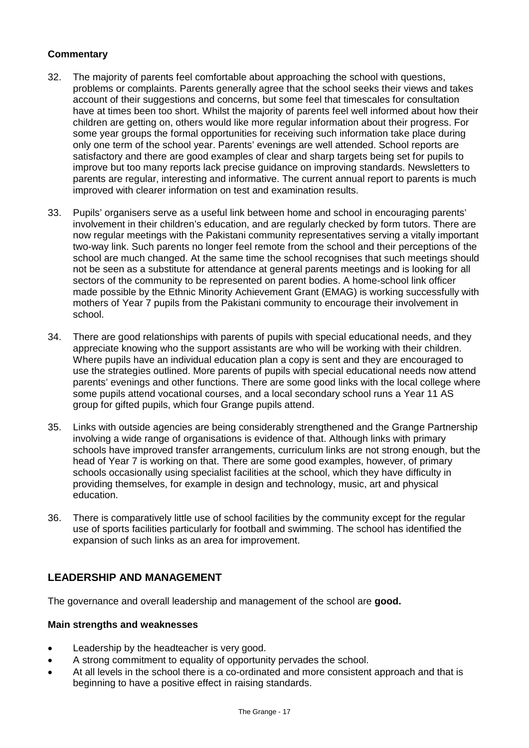**Commentary**

32. The majority of parents feel comfortable about approaching the school with questions, problems or complaints. Parents generally agree that the school seeks their views and takes account of their suggestions and concerns, but some feel that timescales for consultation have at times been too short. Whilst the majority of parents feel well informed about how their children are getting on, others would like more regular information about their progress. For some year groups the formal opportunities for receiving such information take place during only one term of the school year. Parents' evenings are well attended. School reports are satisfactory and there are good examples of clear and sharp targets being set for pupils to improve but too many reports lack precise guidance on improving standards. Newsletters to parents are regular, interesting and informative. The current annual report to parents is much improved with clearer information on test and examination results.

33. Pupils' organisers serve as a useful link between home and school in encouraging parents' involvement in their children's education, and are regularly checked by form tutors. There are now regular meetings with the Pakistani community representatives serving a vitally important two-way link. Such parents no longer feel remote from the school and their perceptions of the school are much changed. At the same time the school recognises that such meetings should not be seen as a substitute for attendance at general parents meetings and is looking for all sectors of the community to be represented on parent bodies. A home-school link officer made possible by the Ethnic Minority Achievement Grant (EMAG) is working successfully with mothers of Year 7 pupils from the Pakistani community to encourage their involvement in school.

34. There are good relationships with parents of pupils with special educational needs, and they appreciate knowing who the support assistants are who will be working with their children. Where pupils have an individual education plan a copy is sent and they are encouraged to use the strategies outlined. More parents of pupils with special educational needs now attend parents' evenings and other functions. There are some good links with the local college where some pupils attend vocational courses, and a local secondary school runs a Year 11 AS group for gifted pupils, which four Grange pupils attend.

35. Links with outside agencies are being considerably strengthened and the Grange Partnership involving a wide range of organisations is evidence of that. Although links with primary schools have improved transfer arrangements, curriculum links are not strong enough, but the head of Year 7 is working on that. There are some good examples, however, of primary schools occasionally using specialist facilities at the school, which they have difficulty in providing themselves, for example in design and technology, music, art and physical education.

36. There is comparatively little use of school facilities by the community except for the regular use of sports facilities particularly for football and swimming. The school has identified the expansion of such links as an area for improvement.

## LEADERSHIP AND MANAGEMENT

The governance and overall leadership and management of the school are **good.**

**Main strengths and weaknesses**

- Leadership by the headteacher is very good.
- A strong commitment to equality of opportunity pervades the school.
- At all levels in the school there is a co-ordinated and more consistent approach and that is beginning to have a positive effect in raising standards.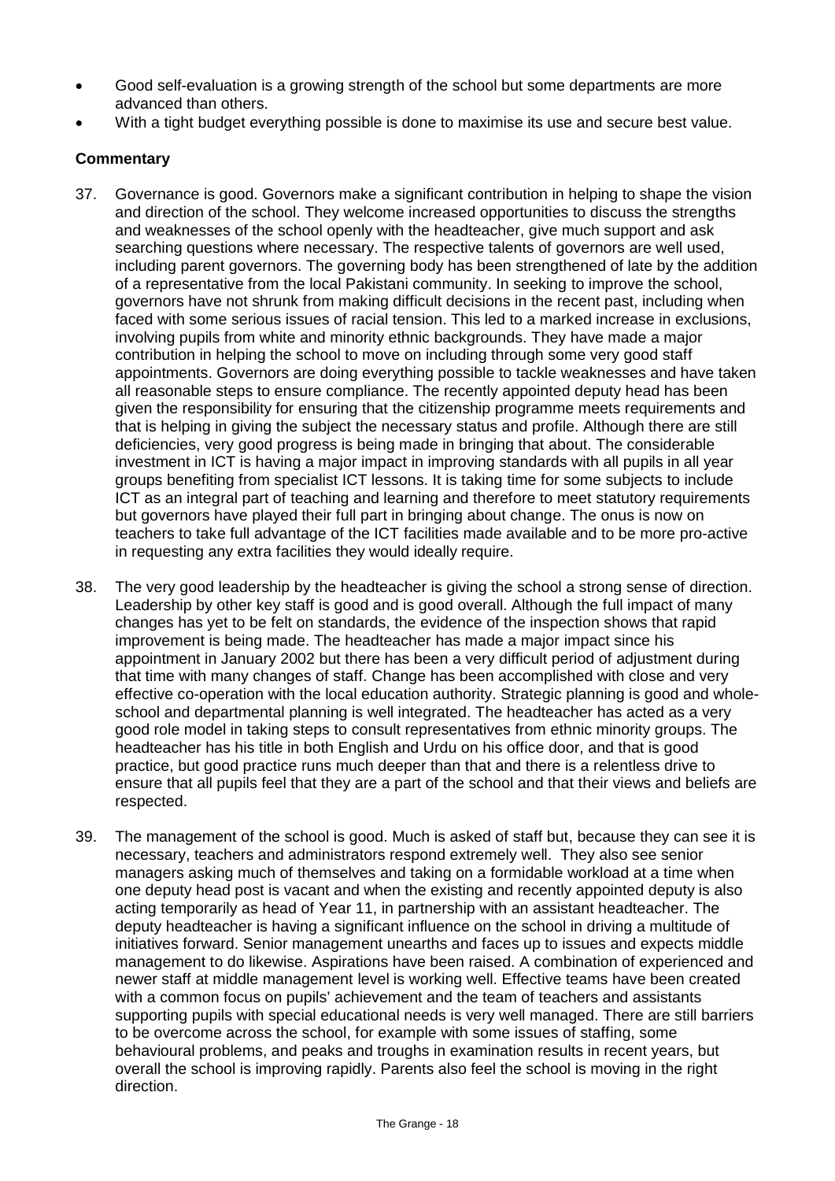- Good self-evaluation is a growing strength of the school but some departments are more advanced than others.
- With a tight budget everything possible is done to maximise its use and secure best value.

### Commentary

37. Governance is good. Governors make a significant contribution in helping to shape the vision and direction of the school. They welcome increased opportunities to discuss the strengths and weaknesses of the school openly with the headteacher, give much support and ask searching questions where necessary. The respective talents of governors are well used, including parent governors. The governing body has been strengthened of late by the addition of a representative from the local Pakistani community. In seeking to improve the school, governors have not shrunk from making difficult decisions in the recent past, including when faced with some serious issues of racial tension. This led to a marked increase in exclusions, involving pupils from white and minority ethnic backgrounds. They have made a major contribution in helping the school to move on including through some very good staff appointments. Governors are doing everything possible to tackle weaknesses and have taken all reasonable steps to ensure compliance. The recently appointed deputy head has been given the responsibility for ensuring that the citizenship programme meets requirements and that is helping in giving the subject the necessary status and profile. Although there are still deficiencies, very good progress is being made in bringing that about. The considerable investment in ICT is having a major impact in improving standards with all pupils in all year groups benefiting from specialist ICT lessons. It is taking time for some subjects to include ICT as an integral part of teaching and learning and therefore to meet statutory requirements but governors have played their full part in bringing about change. The onus is now on teachers to take full advantage of the ICT facilities made available and to be more pro-active in requesting any extra facilities they would ideally require.

38. The very good leadership by the headteacher is giving the school a strong sense of direction. Leadership by other key staff is good and is good overall. Although the full impact of many changes has yet to be felt on standards, the evidence of the inspection shows that rapid improvement is being made. The headteacher has made a major impact since his appointment in January 2002 but there has been a very difficult period of adjustment during that time with many changes of staff. Change has been accomplished with close and very effective co-operation with the local education authority. Strategic planning is good and whole-school and departmental planning is well integrated. The headteacher has acted as a very good role model in taking steps to consult representatives from ethnic minority groups. The headteacher has his title in both English and Urdu on his office door, and that is good practice, but good practice runs much deeper than that and there is a relentless drive to ensure that all pupils feel that they are a part of the school and that their views and beliefs are respected.

39. The management of the school is good. Much is asked of staff but, because they can see it is necessary, teachers and administrators respond extremely well. They also see senior managers asking much of themselves and taking on a formidable workload at a time when one deputy head post is vacant and when the existing and recently appointed deputy is also acting temporarily as head of Year 11, in partnership with an assistant headteacher. The deputy headteacher is having a significant influence on the school in driving a multitude of initiatives forward. Senior management unearths and faces up to issues and expects middle management to do likewise. Aspirations have been raised. A combination of experienced and newer staff at middle management level is working well. Effective teams have been created with a common focus on pupils' achievement and the team of teachers and assistants supporting pupils with special educational needs is very well managed. There are still barriers to be overcome across the school, for example with some issues of staffing, some behavioural problems, and peaks and troughs in examination results in recent years, but overall the school is improving rapidly. Parents also feel the school is moving in the right direction.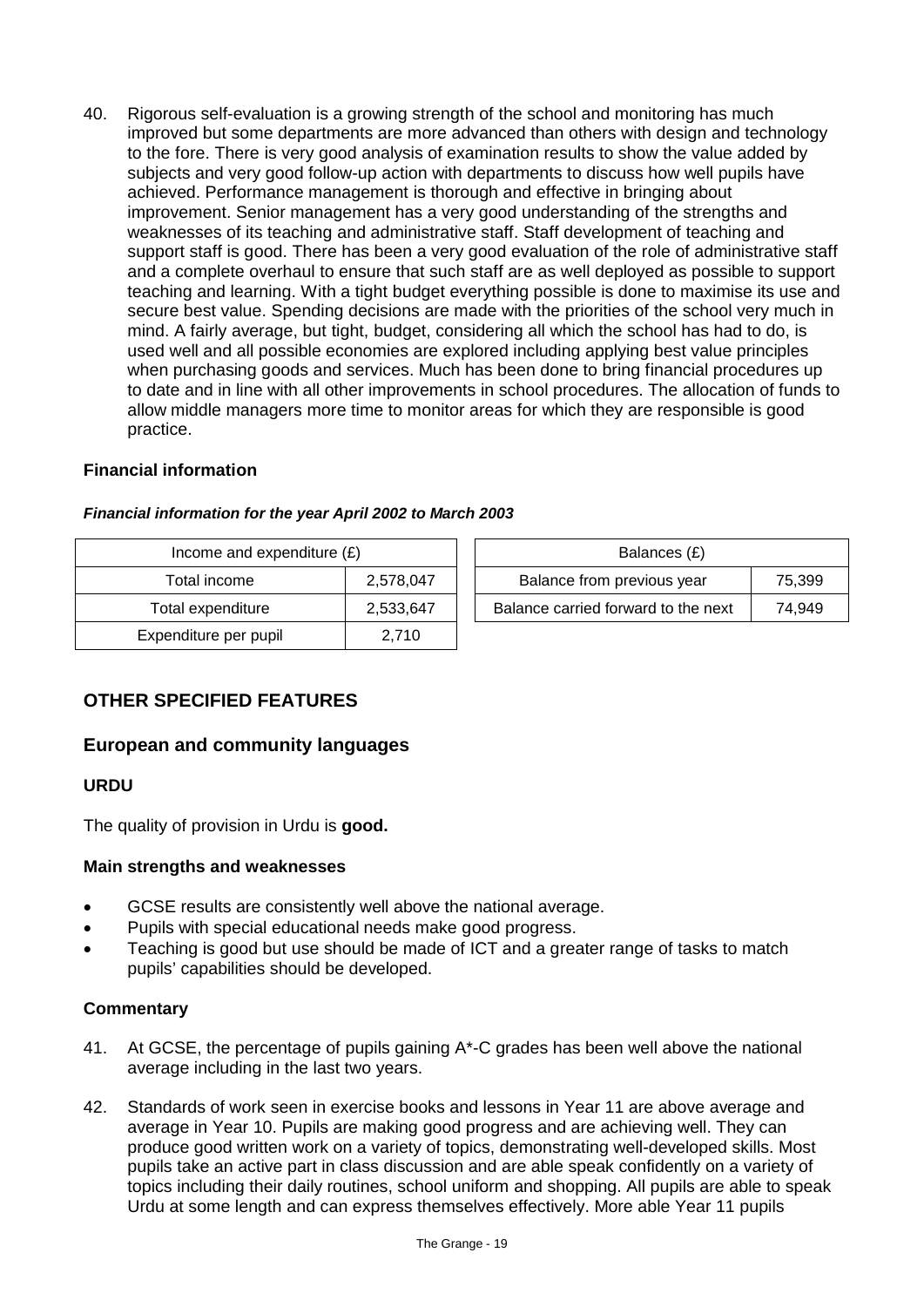40. Rigorous self-evaluation is a growing strength of the school and monitoring has much improved but some departments are more advanced than others with design and technology to the fore. There is very good analysis of examination results to show the value added by subjects and very good follow-up action with departments to discuss how well pupils have achieved. Performance management is thorough and effective in bringing about improvement. Senior management has a very good understanding of the strengths and weaknesses of its teaching and administrative staff. Staff development of teaching and support staff is good. There has been a very good evaluation of the role of administrative staff and a complete overhaul to ensure that such staff are as well deployed as possible to support teaching and learning. With a tight budget everything possible is done to maximise its use and secure best value. Spending decisions are made with the priorities of the school very much in mind. A fairly average, but tight, budget, considering all which the school has had to do, is used well and all possible economies are explored including applying best value principles when purchasing goods and services. Much has been done to bring financial procedures up to date and in line with all other improvements in school procedures. The allocation of funds to allow middle managers more time to monitor areas for which they are responsible is good practice.

### Financial information

***Financial information for the year April 2002 to March 2003***

| Income and expenditure (£) | |
|---|---|
| Total income | 2,578,047 |
| Total expenditure | 2,533,647 |
| Expenditure per pupil | 2,710 |

| Balances (£) | |
|---|---|
| Balance from previous year | 75,399 |
| Balance carried forward to the next | 74,949 |

## OTHER SPECIFIED FEATURES

### European and community languages

#### URDU

The quality of provision in Urdu is **good.**

#### Main strengths and weaknesses

- GCSE results are consistently well above the national average.
- Pupils with special educational needs make good progress.
- Teaching is good but use should be made of ICT and a greater range of tasks to match pupils' capabilities should be developed.

#### Commentary

41. At GCSE, the percentage of pupils gaining A*-C grades has been well above the national average including in the last two years.

42. Standards of work seen in exercise books and lessons in Year 11 are above average and average in Year 10. Pupils are making good progress and are achieving well. They can produce good written work on a variety of topics, demonstrating well-developed skills. Most pupils take an active part in class discussion and are able speak confidently on a variety of topics including their daily routines, school uniform and shopping. All pupils are able to speak Urdu at some length and can express themselves effectively. More able Year 11 pupils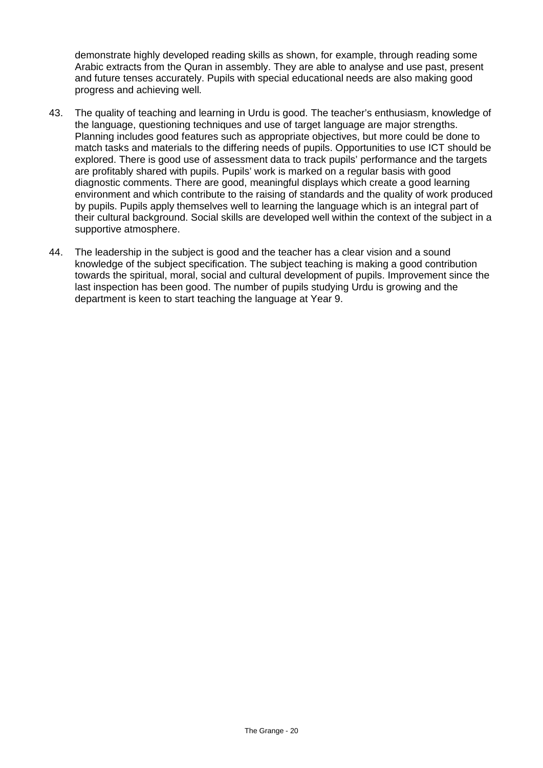demonstrate highly developed reading skills as shown, for example, through reading some Arabic extracts from the Quran in assembly. They are able to analyse and use past, present and future tenses accurately. Pupils with special educational needs are also making good progress and achieving well.

43. The quality of teaching and learning in Urdu is good. The teacher's enthusiasm, knowledge of the language, questioning techniques and use of target language are major strengths. Planning includes good features such as appropriate objectives, but more could be done to match tasks and materials to the differing needs of pupils. Opportunities to use ICT should be explored. There is good use of assessment data to track pupils' performance and the targets are profitably shared with pupils. Pupils' work is marked on a regular basis with good diagnostic comments. There are good, meaningful displays which create a good learning environment and which contribute to the raising of standards and the quality of work produced by pupils. Pupils apply themselves well to learning the language which is an integral part of their cultural background. Social skills are developed well within the context of the subject in a supportive atmosphere.

44. The leadership in the subject is good and the teacher has a clear vision and a sound knowledge of the subject specification. The subject teaching is making a good contribution towards the spiritual, moral, social and cultural development of pupils. Improvement since the last inspection has been good. The number of pupils studying Urdu is growing and the department is keen to start teaching the language at Year 9.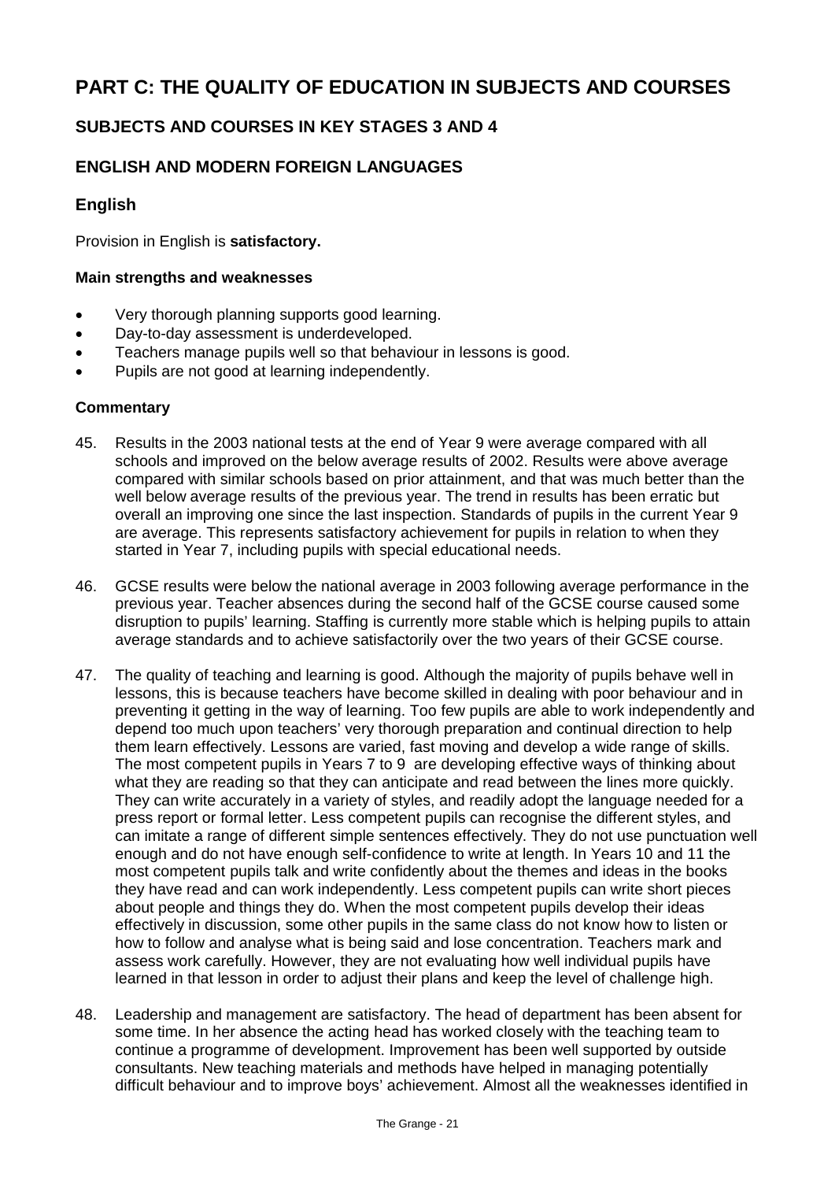# PART C: THE QUALITY OF EDUCATION IN SUBJECTS AND COURSES

## SUBJECTS AND COURSES IN KEY STAGES 3 AND 4

## ENGLISH AND MODERN FOREIGN LANGUAGES

### English

Provision in English is **satisfactory.**

#### Main strengths and weaknesses

- Very thorough planning supports good learning.
- Day-to-day assessment is underdeveloped.
- Teachers manage pupils well so that behaviour in lessons is good.
- Pupils are not good at learning independently.

#### Commentary

45. Results in the 2003 national tests at the end of Year 9 were average compared with all schools and improved on the below average results of 2002. Results were above average compared with similar schools based on prior attainment, and that was much better than the well below average results of the previous year. The trend in results has been erratic but overall an improving one since the last inspection. Standards of pupils in the current Year 9 are average. This represents satisfactory achievement for pupils in relation to when they started in Year 7, including pupils with special educational needs.

46. GCSE results were below the national average in 2003 following average performance in the previous year. Teacher absences during the second half of the GCSE course caused some disruption to pupils' learning. Staffing is currently more stable which is helping pupils to attain average standards and to achieve satisfactorily over the two years of their GCSE course.

47. The quality of teaching and learning is good. Although the majority of pupils behave well in lessons, this is because teachers have become skilled in dealing with poor behaviour and in preventing it getting in the way of learning. Too few pupils are able to work independently and depend too much upon teachers' very thorough preparation and continual direction to help them learn effectively. Lessons are varied, fast moving and develop a wide range of skills. The most competent pupils in Years 7 to 9 are developing effective ways of thinking about what they are reading so that they can anticipate and read between the lines more quickly. They can write accurately in a variety of styles, and readily adopt the language needed for a press report or formal letter. Less competent pupils can recognise the different styles, and can imitate a range of different simple sentences effectively. They do not use punctuation well enough and do not have enough self-confidence to write at length. In Years 10 and 11 the most competent pupils talk and write confidently about the themes and ideas in the books they have read and can work independently. Less competent pupils can write short pieces about people and things they do. When the most competent pupils develop their ideas effectively in discussion, some other pupils in the same class do not know how to listen or how to follow and analyse what is being said and lose concentration. Teachers mark and assess work carefully. However, they are not evaluating how well individual pupils have learned in that lesson in order to adjust their plans and keep the level of challenge high.

48. Leadership and management are satisfactory. The head of department has been absent for some time. In her absence the acting head has worked closely with the teaching team to continue a programme of development. Improvement has been well supported by outside consultants. New teaching materials and methods have helped in managing potentially difficult behaviour and to improve boys' achievement. Almost all the weaknesses identified in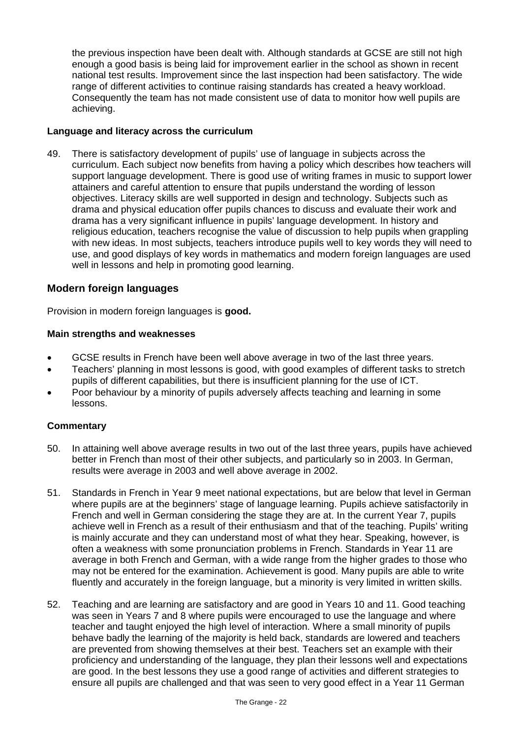the previous inspection have been dealt with. Although standards at GCSE are still not high enough a good basis is being laid for improvement earlier in the school as shown in recent national test results. Improvement since the last inspection had been satisfactory. The wide range of different activities to continue raising standards has created a heavy workload. Consequently the team has not made consistent use of data to monitor how well pupils are achieving.

### Language and literacy across the curriculum

49. There is satisfactory development of pupils' use of language in subjects across the curriculum. Each subject now benefits from having a policy which describes how teachers will support language development. There is good use of writing frames in music to support lower attainers and careful attention to ensure that pupils understand the wording of lesson objectives. Literacy skills are well supported in design and technology. Subjects such as drama and physical education offer pupils chances to discuss and evaluate their work and drama has a very significant influence in pupils' language development. In history and religious education, teachers recognise the value of discussion to help pupils when grappling with new ideas. In most subjects, teachers introduce pupils well to key words they will need to use, and good displays of key words in mathematics and modern foreign languages are used well in lessons and help in promoting good learning.

## Modern foreign languages

Provision in modern foreign languages is **good.**

### Main strengths and weaknesses

- GCSE results in French have been well above average in two of the last three years.
- Teachers' planning in most lessons is good, with good examples of different tasks to stretch pupils of different capabilities, but there is insufficient planning for the use of ICT.
- Poor behaviour by a minority of pupils adversely affects teaching and learning in some lessons.

### Commentary

50. In attaining well above average results in two out of the last three years, pupils have achieved better in French than most of their other subjects, and particularly so in 2003. In German, results were average in 2003 and well above average in 2002.

51. Standards in French in Year 9 meet national expectations, but are below that level in German where pupils are at the beginners' stage of language learning. Pupils achieve satisfactorily in French and well in German considering the stage they are at. In the current Year 7, pupils achieve well in French as a result of their enthusiasm and that of the teaching. Pupils' writing is mainly accurate and they can understand most of what they hear. Speaking, however, is often a weakness with some pronunciation problems in French. Standards in Year 11 are average in both French and German, with a wide range from the higher grades to those who may not be entered for the examination. Achievement is good. Many pupils are able to write fluently and accurately in the foreign language, but a minority is very limited in written skills.

52. Teaching and are learning are satisfactory and are good in Years 10 and 11. Good teaching was seen in Years 7 and 8 where pupils were encouraged to use the language and where teacher and taught enjoyed the high level of interaction. Where a small minority of pupils behave badly the learning of the majority is held back, standards are lowered and teachers are prevented from showing themselves at their best. Teachers set an example with their proficiency and understanding of the language, they plan their lessons well and expectations are good. In the best lessons they use a good range of activities and different strategies to ensure all pupils are challenged and that was seen to very good effect in a Year 11 German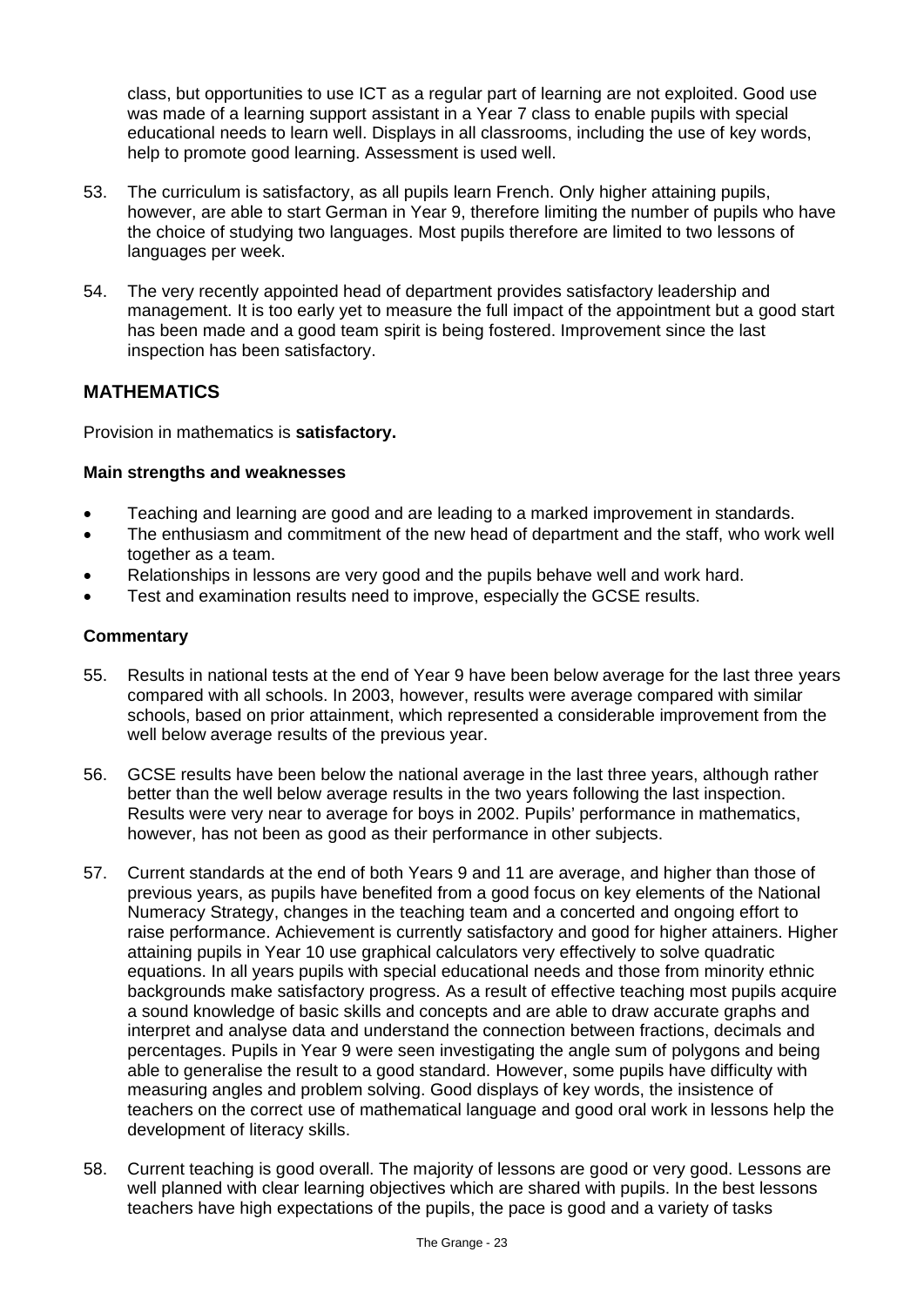class, but opportunities to use ICT as a regular part of learning are not exploited. Good use was made of a learning support assistant in a Year 7 class to enable pupils with special educational needs to learn well. Displays in all classrooms, including the use of key words, help to promote good learning. Assessment is used well.

53. The curriculum is satisfactory, as all pupils learn French. Only higher attaining pupils, however, are able to start German in Year 9, therefore limiting the number of pupils who have the choice of studying two languages. Most pupils therefore are limited to two lessons of languages per week.

54. The very recently appointed head of department provides satisfactory leadership and management. It is too early yet to measure the full impact of the appointment but a good start has been made and a good team spirit is being fostered. Improvement since the last inspection has been satisfactory.

## MATHEMATICS

Provision in mathematics is **satisfactory.**

### Main strengths and weaknesses

- Teaching and learning are good and are leading to a marked improvement in standards.
- The enthusiasm and commitment of the new head of department and the staff, who work well together as a team.
- Relationships in lessons are very good and the pupils behave well and work hard.
- Test and examination results need to improve, especially the GCSE results.

### Commentary

55. Results in national tests at the end of Year 9 have been below average for the last three years compared with all schools. In 2003, however, results were average compared with similar schools, based on prior attainment, which represented a considerable improvement from the well below average results of the previous year.

56. GCSE results have been below the national average in the last three years, although rather better than the well below average results in the two years following the last inspection. Results were very near to average for boys in 2002. Pupils' performance in mathematics, however, has not been as good as their performance in other subjects.

57. Current standards at the end of both Years 9 and 11 are average, and higher than those of previous years, as pupils have benefited from a good focus on key elements of the National Numeracy Strategy, changes in the teaching team and a concerted and ongoing effort to raise performance. Achievement is currently satisfactory and good for higher attainers. Higher attaining pupils in Year 10 use graphical calculators very effectively to solve quadratic equations. In all years pupils with special educational needs and those from minority ethnic backgrounds make satisfactory progress. As a result of effective teaching most pupils acquire a sound knowledge of basic skills and concepts and are able to draw accurate graphs and interpret and analyse data and understand the connection between fractions, decimals and percentages. Pupils in Year 9 were seen investigating the angle sum of polygons and being able to generalise the result to a good standard. However, some pupils have difficulty with measuring angles and problem solving. Good displays of key words, the insistence of teachers on the correct use of mathematical language and good oral work in lessons help the development of literacy skills.

58. Current teaching is good overall. The majority of lessons are good or very good. Lessons are well planned with clear learning objectives which are shared with pupils. In the best lessons teachers have high expectations of the pupils, the pace is good and a variety of tasks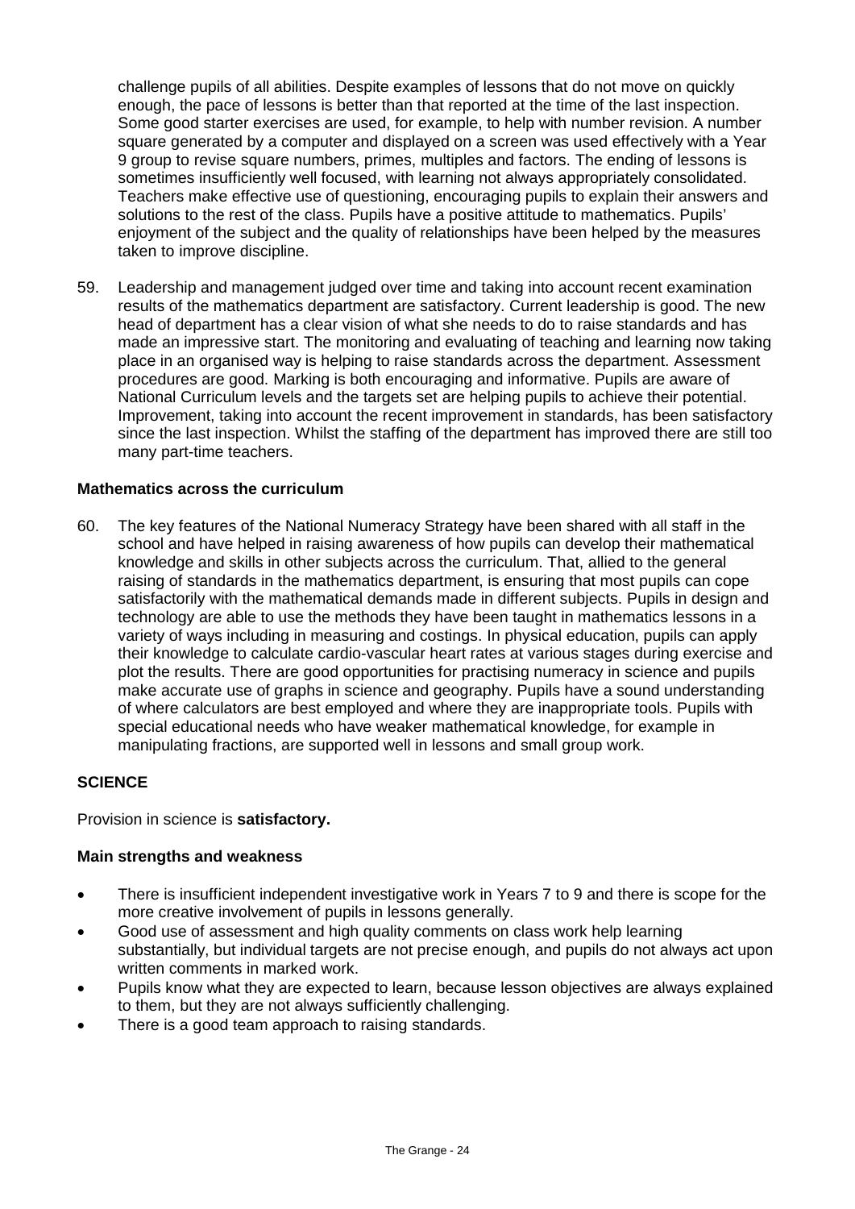challenge pupils of all abilities. Despite examples of lessons that do not move on quickly enough, the pace of lessons is better than that reported at the time of the last inspection. Some good starter exercises are used, for example, to help with number revision. A number square generated by a computer and displayed on a screen was used effectively with a Year 9 group to revise square numbers, primes, multiples and factors. The ending of lessons is sometimes insufficiently well focused, with learning not always appropriately consolidated. Teachers make effective use of questioning, encouraging pupils to explain their answers and solutions to the rest of the class. Pupils have a positive attitude to mathematics. Pupils' enjoyment of the subject and the quality of relationships have been helped by the measures taken to improve discipline.

59. Leadership and management judged over time and taking into account recent examination results of the mathematics department are satisfactory. Current leadership is good. The new head of department has a clear vision of what she needs to do to raise standards and has made an impressive start. The monitoring and evaluating of teaching and learning now taking place in an organised way is helping to raise standards across the department. Assessment procedures are good. Marking is both encouraging and informative. Pupils are aware of National Curriculum levels and the targets set are helping pupils to achieve their potential. Improvement, taking into account the recent improvement in standards, has been satisfactory since the last inspection. Whilst the staffing of the department has improved there are still too many part-time teachers.

### Mathematics across the curriculum

60. The key features of the National Numeracy Strategy have been shared with all staff in the school and have helped in raising awareness of how pupils can develop their mathematical knowledge and skills in other subjects across the curriculum. That, allied to the general raising of standards in the mathematics department, is ensuring that most pupils can cope satisfactorily with the mathematical demands made in different subjects. Pupils in design and technology are able to use the methods they have been taught in mathematics lessons in a variety of ways including in measuring and costings. In physical education, pupils can apply their knowledge to calculate cardio-vascular heart rates at various stages during exercise and plot the results. There are good opportunities for practising numeracy in science and pupils make accurate use of graphs in science and geography. Pupils have a sound understanding of where calculators are best employed and where they are inappropriate tools. Pupils with special educational needs who have weaker mathematical knowledge, for example in manipulating fractions, are supported well in lessons and small group work.

## SCIENCE

Provision in science is **satisfactory.**

### Main strengths and weakness

- There is insufficient independent investigative work in Years 7 to 9 and there is scope for the more creative involvement of pupils in lessons generally.
- Good use of assessment and high quality comments on class work help learning substantially, but individual targets are not precise enough, and pupils do not always act upon written comments in marked work.
- Pupils know what they are expected to learn, because lesson objectives are always explained to them, but they are not always sufficiently challenging.
- There is a good team approach to raising standards.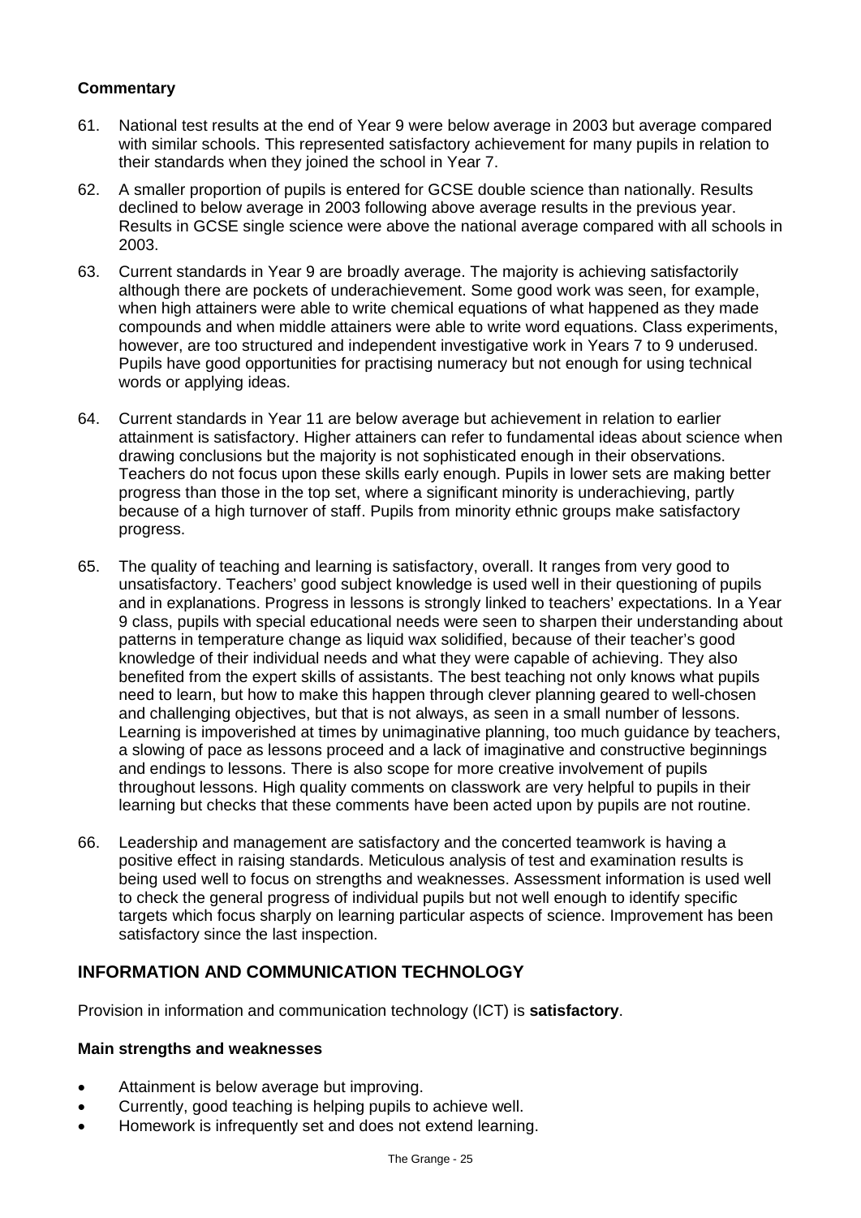### Commentary

61. National test results at the end of Year 9 were below average in 2003 but average compared with similar schools. This represented satisfactory achievement for many pupils in relation to their standards when they joined the school in Year 7.

62. A smaller proportion of pupils is entered for GCSE double science than nationally. Results declined to below average in 2003 following above average results in the previous year. Results in GCSE single science were above the national average compared with all schools in 2003.

63. Current standards in Year 9 are broadly average. The majority is achieving satisfactorily although there are pockets of underachievement. Some good work was seen, for example, when high attainers were able to write chemical equations of what happened as they made compounds and when middle attainers were able to write word equations. Class experiments, however, are too structured and independent investigative work in Years 7 to 9 underused. Pupils have good opportunities for practising numeracy but not enough for using technical words or applying ideas.

64. Current standards in Year 11 are below average but achievement in relation to earlier attainment is satisfactory. Higher attainers can refer to fundamental ideas about science when drawing conclusions but the majority is not sophisticated enough in their observations. Teachers do not focus upon these skills early enough. Pupils in lower sets are making better progress than those in the top set, where a significant minority is underachieving, partly because of a high turnover of staff. Pupils from minority ethnic groups make satisfactory progress.

65. The quality of teaching and learning is satisfactory, overall. It ranges from very good to unsatisfactory. Teachers' good subject knowledge is used well in their questioning of pupils and in explanations. Progress in lessons is strongly linked to teachers' expectations. In a Year 9 class, pupils with special educational needs were seen to sharpen their understanding about patterns in temperature change as liquid wax solidified, because of their teacher's good knowledge of their individual needs and what they were capable of achieving. They also benefited from the expert skills of assistants. The best teaching not only knows what pupils need to learn, but how to make this happen through clever planning geared to well-chosen and challenging objectives, but that is not always, as seen in a small number of lessons. Learning is impoverished at times by unimaginative planning, too much guidance by teachers, a slowing of pace as lessons proceed and a lack of imaginative and constructive beginnings and endings to lessons. There is also scope for more creative involvement of pupils throughout lessons. High quality comments on classwork are very helpful to pupils in their learning but checks that these comments have been acted upon by pupils are not routine.

66. Leadership and management are satisfactory and the concerted teamwork is having a positive effect in raising standards. Meticulous analysis of test and examination results is being used well to focus on strengths and weaknesses. Assessment information is used well to check the general progress of individual pupils but not well enough to identify specific targets which focus sharply on learning particular aspects of science. Improvement has been satisfactory since the last inspection.

## INFORMATION AND COMMUNICATION TECHNOLOGY

Provision in information and communication technology (ICT) is **satisfactory**.

### Main strengths and weaknesses

- Attainment is below average but improving.
- Currently, good teaching is helping pupils to achieve well.
- Homework is infrequently set and does not extend learning.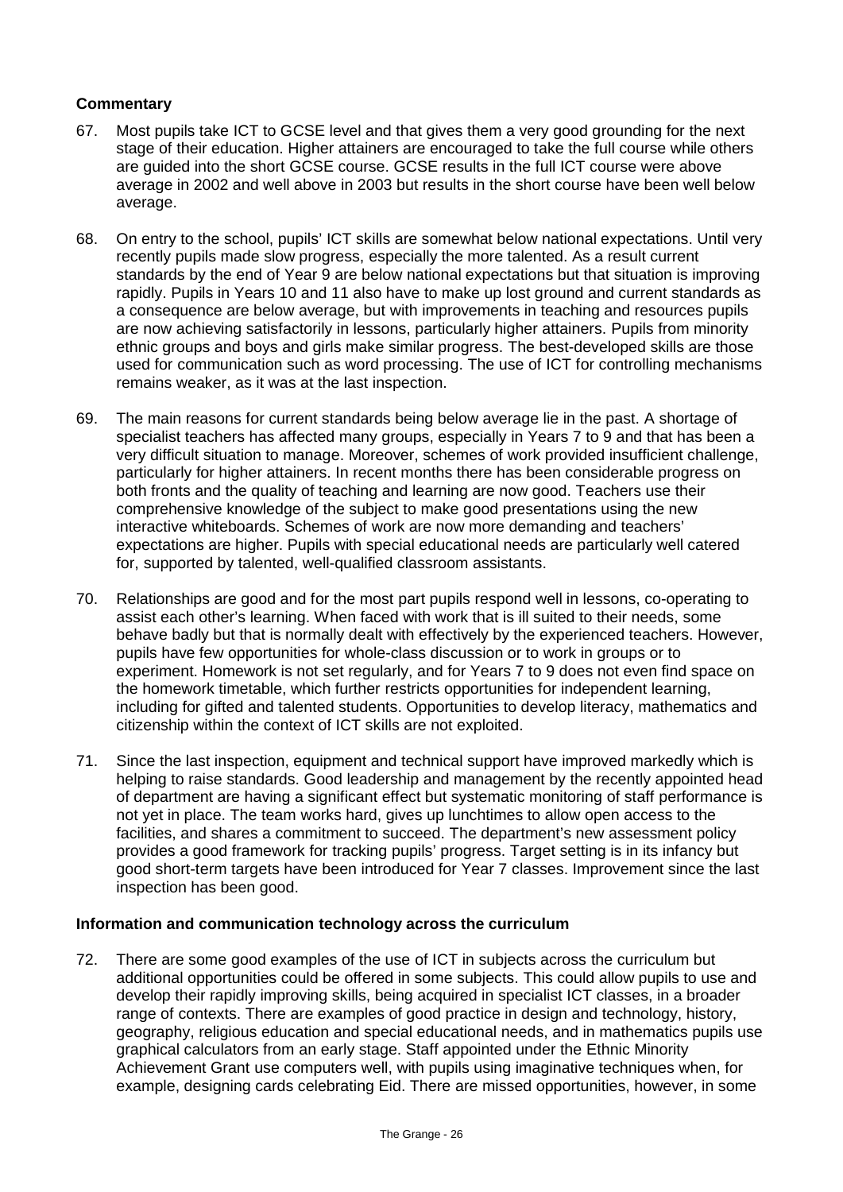**Commentary**

67. Most pupils take ICT to GCSE level and that gives them a very good grounding for the next stage of their education. Higher attainers are encouraged to take the full course while others are guided into the short GCSE course. GCSE results in the full ICT course were above average in 2002 and well above in 2003 but results in the short course have been well below average.

68. On entry to the school, pupils' ICT skills are somewhat below national expectations. Until very recently pupils made slow progress, especially the more talented. As a result current standards by the end of Year 9 are below national expectations but that situation is improving rapidly. Pupils in Years 10 and 11 also have to make up lost ground and current standards as a consequence are below average, but with improvements in teaching and resources pupils are now achieving satisfactorily in lessons, particularly higher attainers. Pupils from minority ethnic groups and boys and girls make similar progress. The best-developed skills are those used for communication such as word processing. The use of ICT for controlling mechanisms remains weaker, as it was at the last inspection.

69. The main reasons for current standards being below average lie in the past. A shortage of specialist teachers has affected many groups, especially in Years 7 to 9 and that has been a very difficult situation to manage. Moreover, schemes of work provided insufficient challenge, particularly for higher attainers. In recent months there has been considerable progress on both fronts and the quality of teaching and learning are now good. Teachers use their comprehensive knowledge of the subject to make good presentations using the new interactive whiteboards. Schemes of work are now more demanding and teachers' expectations are higher. Pupils with special educational needs are particularly well catered for, supported by talented, well-qualified classroom assistants.

70. Relationships are good and for the most part pupils respond well in lessons, co-operating to assist each other's learning. When faced with work that is ill suited to their needs, some behave badly but that is normally dealt with effectively by the experienced teachers. However, pupils have few opportunities for whole-class discussion or to work in groups or to experiment. Homework is not set regularly, and for Years 7 to 9 does not even find space on the homework timetable, which further restricts opportunities for independent learning, including for gifted and talented students. Opportunities to develop literacy, mathematics and citizenship within the context of ICT skills are not exploited.

71. Since the last inspection, equipment and technical support have improved markedly which is helping to raise standards. Good leadership and management by the recently appointed head of department are having a significant effect but systematic monitoring of staff performance is not yet in place. The team works hard, gives up lunchtimes to allow open access to the facilities, and shares a commitment to succeed. The department's new assessment policy provides a good framework for tracking pupils' progress. Target setting is in its infancy but good short-term targets have been introduced for Year 7 classes. Improvement since the last inspection has been good.

**Information and communication technology across the curriculum**

72. There are some good examples of the use of ICT in subjects across the curriculum but additional opportunities could be offered in some subjects. This could allow pupils to use and develop their rapidly improving skills, being acquired in specialist ICT classes, in a broader range of contexts. There are examples of good practice in design and technology, history, geography, religious education and special educational needs, and in mathematics pupils use graphical calculators from an early stage. Staff appointed under the Ethnic Minority Achievement Grant use computers well, with pupils using imaginative techniques when, for example, designing cards celebrating Eid. There are missed opportunities, however, in some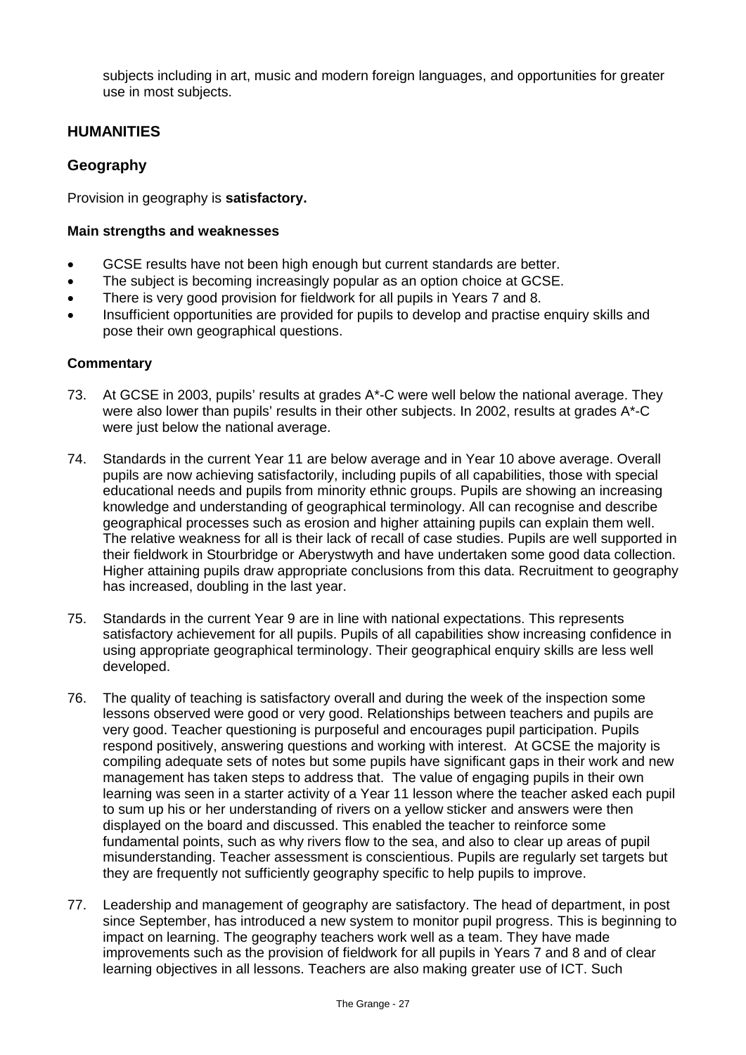subjects including in art, music and modern foreign languages, and opportunities for greater use in most subjects.

## HUMANITIES

### Geography

Provision in geography is **satisfactory.**

#### Main strengths and weaknesses

- GCSE results have not been high enough but current standards are better.
- The subject is becoming increasingly popular as an option choice at GCSE.
- There is very good provision for fieldwork for all pupils in Years 7 and 8.
- Insufficient opportunities are provided for pupils to develop and practise enquiry skills and pose their own geographical questions.

#### Commentary

73. At GCSE in 2003, pupils' results at grades A*-C were well below the national average. They were also lower than pupils' results in their other subjects. In 2002, results at grades A*-C were just below the national average.

74. Standards in the current Year 11 are below average and in Year 10 above average. Overall pupils are now achieving satisfactorily, including pupils of all capabilities, those with special educational needs and pupils from minority ethnic groups. Pupils are showing an increasing knowledge and understanding of geographical terminology. All can recognise and describe geographical processes such as erosion and higher attaining pupils can explain them well. The relative weakness for all is their lack of recall of case studies. Pupils are well supported in their fieldwork in Stourbridge or Aberystwyth and have undertaken some good data collection. Higher attaining pupils draw appropriate conclusions from this data. Recruitment to geography has increased, doubling in the last year.

75. Standards in the current Year 9 are in line with national expectations. This represents satisfactory achievement for all pupils. Pupils of all capabilities show increasing confidence in using appropriate geographical terminology. Their geographical enquiry skills are less well developed.

76. The quality of teaching is satisfactory overall and during the week of the inspection some lessons observed were good or very good. Relationships between teachers and pupils are very good. Teacher questioning is purposeful and encourages pupil participation. Pupils respond positively, answering questions and working with interest. At GCSE the majority is compiling adequate sets of notes but some pupils have significant gaps in their work and new management has taken steps to address that. The value of engaging pupils in their own learning was seen in a starter activity of a Year 11 lesson where the teacher asked each pupil to sum up his or her understanding of rivers on a yellow sticker and answers were then displayed on the board and discussed. This enabled the teacher to reinforce some fundamental points, such as why rivers flow to the sea, and also to clear up areas of pupil misunderstanding. Teacher assessment is conscientious. Pupils are regularly set targets but they are frequently not sufficiently geography specific to help pupils to improve.

77. Leadership and management of geography are satisfactory. The head of department, in post since September, has introduced a new system to monitor pupil progress. This is beginning to impact on learning. The geography teachers work well as a team. They have made improvements such as the provision of fieldwork for all pupils in Years 7 and 8 and of clear learning objectives in all lessons. Teachers are also making greater use of ICT. Such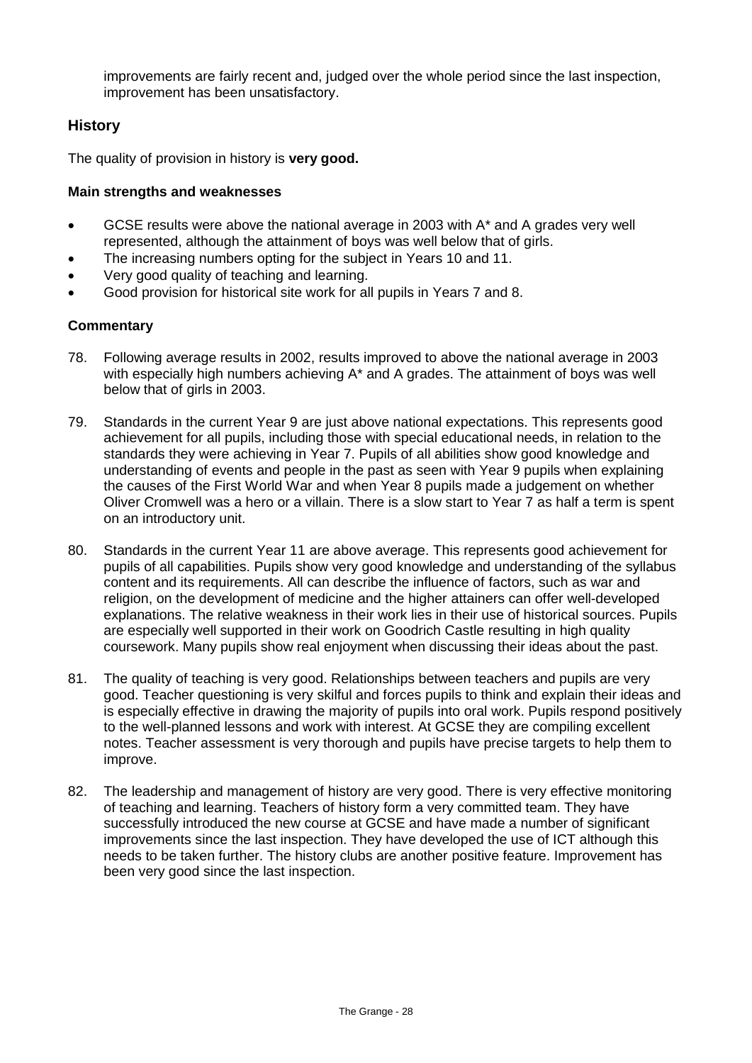improvements are fairly recent and, judged over the whole period since the last inspection, improvement has been unsatisfactory.

## History

The quality of provision in history is **very good.**

### Main strengths and weaknesses

- GCSE results were above the national average in 2003 with A* and A grades very well represented, although the attainment of boys was well below that of girls.
- The increasing numbers opting for the subject in Years 10 and 11.
- Very good quality of teaching and learning.
- Good provision for historical site work for all pupils in Years 7 and 8.

### Commentary

78. Following average results in 2002, results improved to above the national average in 2003 with especially high numbers achieving A* and A grades. The attainment of boys was well below that of girls in 2003.

79. Standards in the current Year 9 are just above national expectations. This represents good achievement for all pupils, including those with special educational needs, in relation to the standards they were achieving in Year 7. Pupils of all abilities show good knowledge and understanding of events and people in the past as seen with Year 9 pupils when explaining the causes of the First World War and when Year 8 pupils made a judgement on whether Oliver Cromwell was a hero or a villain. There is a slow start to Year 7 as half a term is spent on an introductory unit.

80. Standards in the current Year 11 are above average. This represents good achievement for pupils of all capabilities. Pupils show very good knowledge and understanding of the syllabus content and its requirements. All can describe the influence of factors, such as war and religion, on the development of medicine and the higher attainers can offer well-developed explanations. The relative weakness in their work lies in their use of historical sources. Pupils are especially well supported in their work on Goodrich Castle resulting in high quality coursework. Many pupils show real enjoyment when discussing their ideas about the past.

81. The quality of teaching is very good. Relationships between teachers and pupils are very good. Teacher questioning is very skilful and forces pupils to think and explain their ideas and is especially effective in drawing the majority of pupils into oral work. Pupils respond positively to the well-planned lessons and work with interest. At GCSE they are compiling excellent notes. Teacher assessment is very thorough and pupils have precise targets to help them to improve.

82. The leadership and management of history are very good. There is very effective monitoring of teaching and learning. Teachers of history form a very committed team. They have successfully introduced the new course at GCSE and have made a number of significant improvements since the last inspection. They have developed the use of ICT although this needs to be taken further. The history clubs are another positive feature. Improvement has been very good since the last inspection.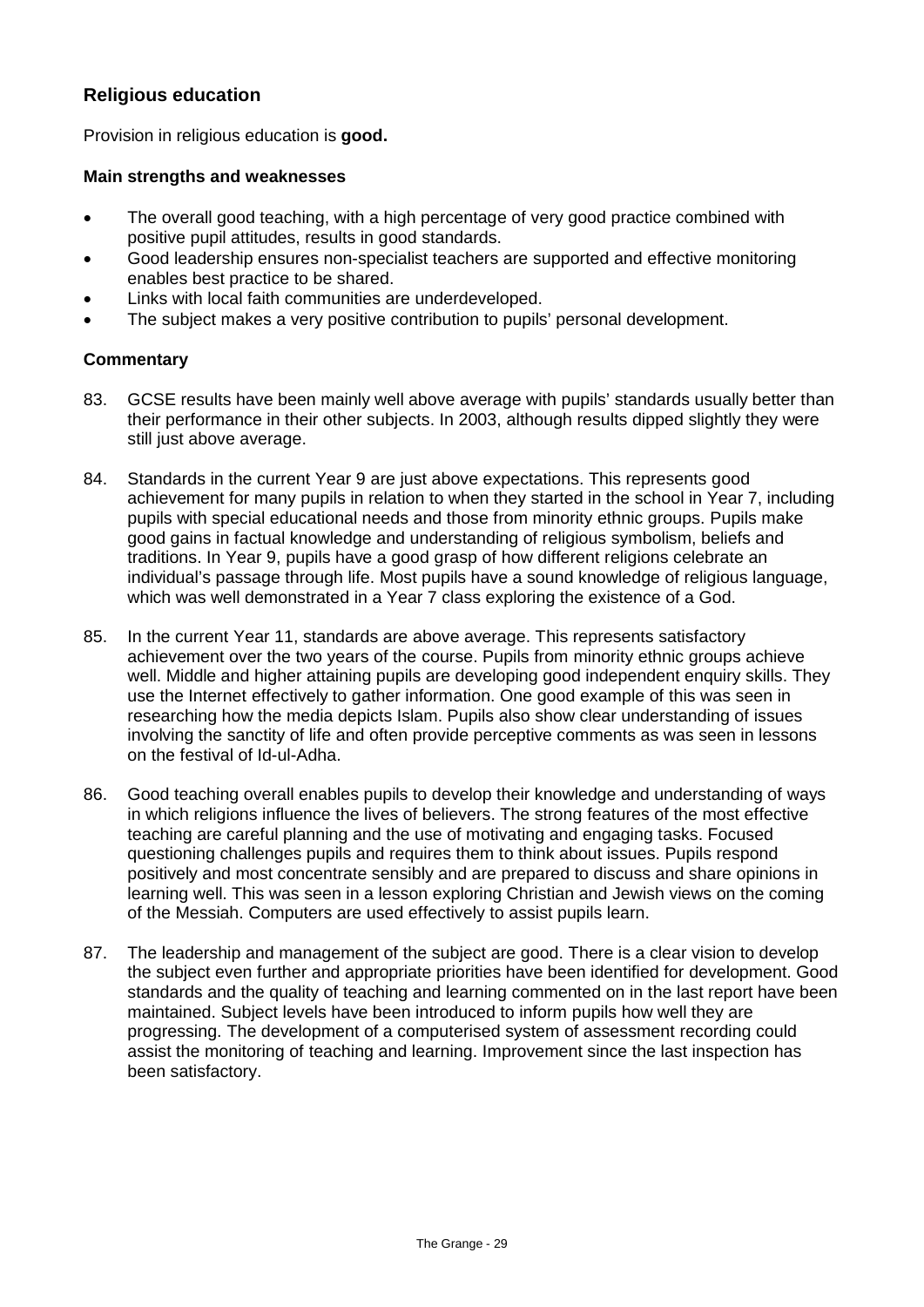## Religious education

Provision in religious education is **good.**

### Main strengths and weaknesses

- The overall good teaching, with a high percentage of very good practice combined with positive pupil attitudes, results in good standards.
- Good leadership ensures non-specialist teachers are supported and effective monitoring enables best practice to be shared.
- Links with local faith communities are underdeveloped.
- The subject makes a very positive contribution to pupils' personal development.

### Commentary

83. GCSE results have been mainly well above average with pupils' standards usually better than their performance in their other subjects. In 2003, although results dipped slightly they were still just above average.

84. Standards in the current Year 9 are just above expectations. This represents good achievement for many pupils in relation to when they started in the school in Year 7, including pupils with special educational needs and those from minority ethnic groups. Pupils make good gains in factual knowledge and understanding of religious symbolism, beliefs and traditions. In Year 9, pupils have a good grasp of how different religions celebrate an individual's passage through life. Most pupils have a sound knowledge of religious language, which was well demonstrated in a Year 7 class exploring the existence of a God.

85. In the current Year 11, standards are above average. This represents satisfactory achievement over the two years of the course. Pupils from minority ethnic groups achieve well. Middle and higher attaining pupils are developing good independent enquiry skills. They use the Internet effectively to gather information. One good example of this was seen in researching how the media depicts Islam. Pupils also show clear understanding of issues involving the sanctity of life and often provide perceptive comments as was seen in lessons on the festival of Id-ul-Adha.

86. Good teaching overall enables pupils to develop their knowledge and understanding of ways in which religions influence the lives of believers. The strong features of the most effective teaching are careful planning and the use of motivating and engaging tasks. Focused questioning challenges pupils and requires them to think about issues. Pupils respond positively and most concentrate sensibly and are prepared to discuss and share opinions in learning well. This was seen in a lesson exploring Christian and Jewish views on the coming of the Messiah. Computers are used effectively to assist pupils learn.

87. The leadership and management of the subject are good. There is a clear vision to develop the subject even further and appropriate priorities have been identified for development. Good standards and the quality of teaching and learning commented on in the last report have been maintained. Subject levels have been introduced to inform pupils how well they are progressing. The development of a computerised system of assessment recording could assist the monitoring of teaching and learning. Improvement since the last inspection has been satisfactory.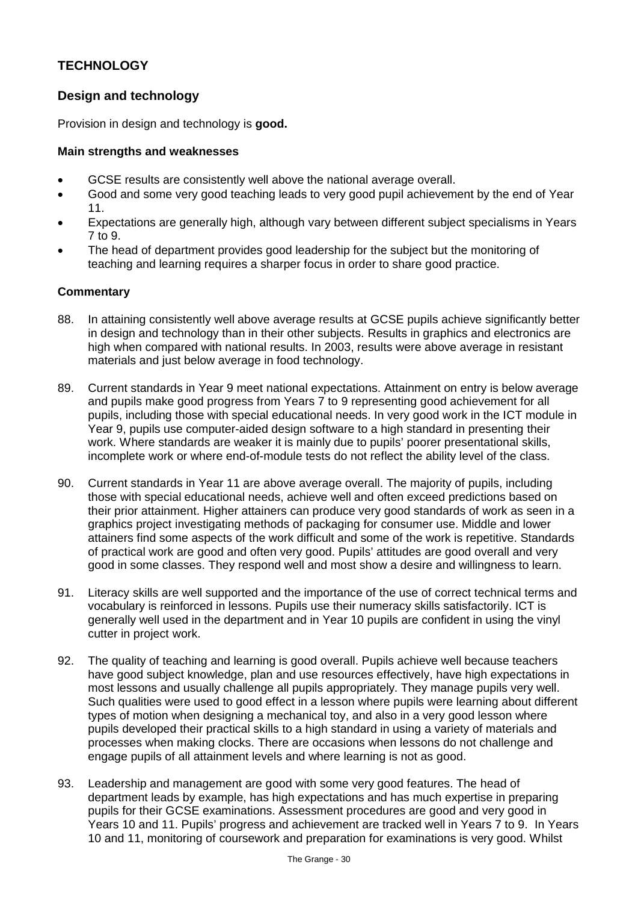## TECHNOLOGY

### Design and technology

Provision in design and technology is **good.**

#### Main strengths and weaknesses

- GCSE results are consistently well above the national average overall.
- Good and some very good teaching leads to very good pupil achievement by the end of Year 11.
- Expectations are generally high, although vary between different subject specialisms in Years 7 to 9.
- The head of department provides good leadership for the subject but the monitoring of teaching and learning requires a sharper focus in order to share good practice.

#### Commentary

88. In attaining consistently well above average results at GCSE pupils achieve significantly better in design and technology than in their other subjects. Results in graphics and electronics are high when compared with national results. In 2003, results were above average in resistant materials and just below average in food technology.

89. Current standards in Year 9 meet national expectations. Attainment on entry is below average and pupils make good progress from Years 7 to 9 representing good achievement for all pupils, including those with special educational needs. In very good work in the ICT module in Year 9, pupils use computer-aided design software to a high standard in presenting their work. Where standards are weaker it is mainly due to pupils' poorer presentational skills, incomplete work or where end-of-module tests do not reflect the ability level of the class.

90. Current standards in Year 11 are above average overall. The majority of pupils, including those with special educational needs, achieve well and often exceed predictions based on their prior attainment. Higher attainers can produce very good standards of work as seen in a graphics project investigating methods of packaging for consumer use. Middle and lower attainers find some aspects of the work difficult and some of the work is repetitive. Standards of practical work are good and often very good. Pupils' attitudes are good overall and very good in some classes. They respond well and most show a desire and willingness to learn.

91. Literacy skills are well supported and the importance of the use of correct technical terms and vocabulary is reinforced in lessons. Pupils use their numeracy skills satisfactorily. ICT is generally well used in the department and in Year 10 pupils are confident in using the vinyl cutter in project work.

92. The quality of teaching and learning is good overall. Pupils achieve well because teachers have good subject knowledge, plan and use resources effectively, have high expectations in most lessons and usually challenge all pupils appropriately. They manage pupils very well. Such qualities were used to good effect in a lesson where pupils were learning about different types of motion when designing a mechanical toy, and also in a very good lesson where pupils developed their practical skills to a high standard in using a variety of materials and processes when making clocks. There are occasions when lessons do not challenge and engage pupils of all attainment levels and where learning is not as good.

93. Leadership and management are good with some very good features. The head of department leads by example, has high expectations and has much expertise in preparing pupils for their GCSE examinations. Assessment procedures are good and very good in Years 10 and 11. Pupils' progress and achievement are tracked well in Years 7 to 9. In Years 10 and 11, monitoring of coursework and preparation for examinations is very good. Whilst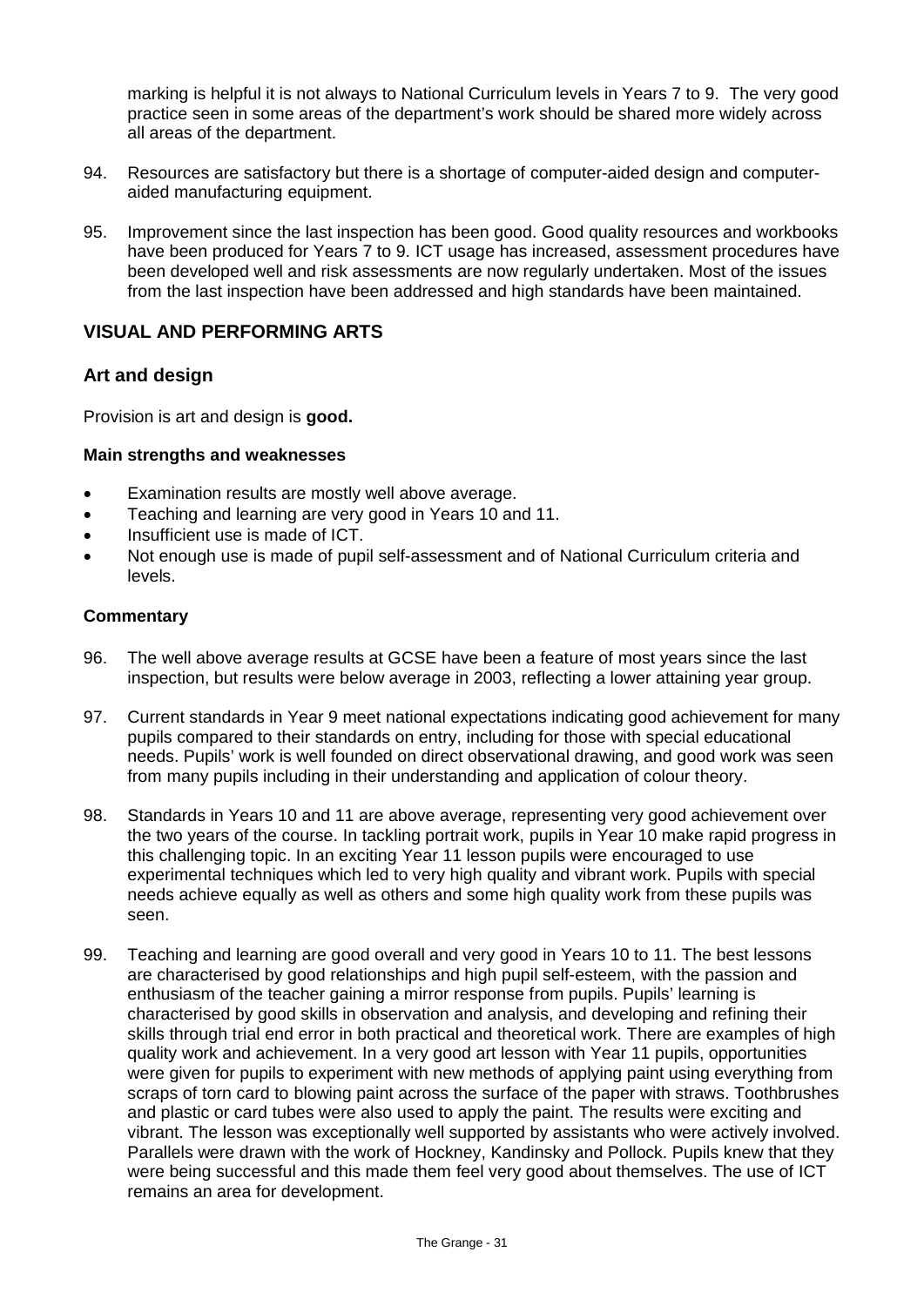marking is helpful it is not always to National Curriculum levels in Years 7 to 9. The very good practice seen in some areas of the department's work should be shared more widely across all areas of the department.

94. Resources are satisfactory but there is a shortage of computer-aided design and computer-aided manufacturing equipment.

95. Improvement since the last inspection has been good. Good quality resources and workbooks have been produced for Years 7 to 9. ICT usage has increased, assessment procedures have been developed well and risk assessments are now regularly undertaken. Most of the issues from the last inspection have been addressed and high standards have been maintained.

## VISUAL AND PERFORMING ARTS

### Art and design

Provision is art and design is **good.**

#### Main strengths and weaknesses

- Examination results are mostly well above average.
- Teaching and learning are very good in Years 10 and 11.
- Insufficient use is made of ICT.
- Not enough use is made of pupil self-assessment and of National Curriculum criteria and levels.

#### Commentary

96. The well above average results at GCSE have been a feature of most years since the last inspection, but results were below average in 2003, reflecting a lower attaining year group.

97. Current standards in Year 9 meet national expectations indicating good achievement for many pupils compared to their standards on entry, including for those with special educational needs. Pupils' work is well founded on direct observational drawing, and good work was seen from many pupils including in their understanding and application of colour theory.

98. Standards in Years 10 and 11 are above average, representing very good achievement over the two years of the course. In tackling portrait work, pupils in Year 10 make rapid progress in this challenging topic. In an exciting Year 11 lesson pupils were encouraged to use experimental techniques which led to very high quality and vibrant work. Pupils with special needs achieve equally as well as others and some high quality work from these pupils was seen.

99. Teaching and learning are good overall and very good in Years 10 to 11. The best lessons are characterised by good relationships and high pupil self-esteem, with the passion and enthusiasm of the teacher gaining a mirror response from pupils. Pupils' learning is characterised by good skills in observation and analysis, and developing and refining their skills through trial end error in both practical and theoretical work. There are examples of high quality work and achievement. In a very good art lesson with Year 11 pupils, opportunities were given for pupils to experiment with new methods of applying paint using everything from scraps of torn card to blowing paint across the surface of the paper with straws. Toothbrushes and plastic or card tubes were also used to apply the paint. The results were exciting and vibrant. The lesson was exceptionally well supported by assistants who were actively involved. Parallels were drawn with the work of Hockney, Kandinsky and Pollock. Pupils knew that they were being successful and this made them feel very good about themselves. The use of ICT remains an area for development.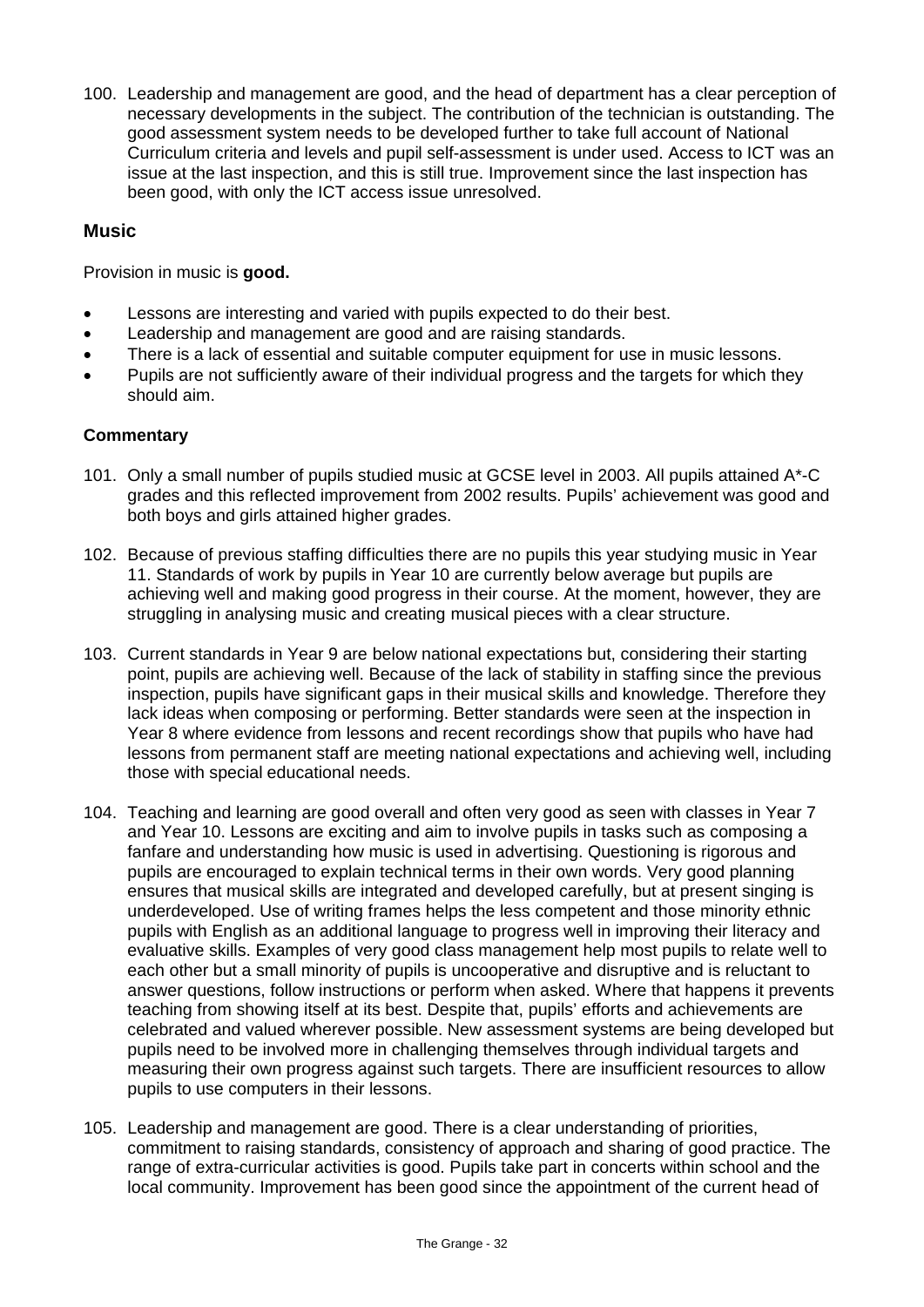100. Leadership and management are good, and the head of department has a clear perception of necessary developments in the subject. The contribution of the technician is outstanding. The good assessment system needs to be developed further to take full account of National Curriculum criteria and levels and pupil self-assessment is under used. Access to ICT was an issue at the last inspection, and this is still true. Improvement since the last inspection has been good, with only the ICT access issue unresolved.

## Music

Provision in music is **good.**

- Lessons are interesting and varied with pupils expected to do their best.
- Leadership and management are good and are raising standards.
- There is a lack of essential and suitable computer equipment for use in music lessons.
- Pupils are not sufficiently aware of their individual progress and the targets for which they should aim.

### Commentary

101. Only a small number of pupils studied music at GCSE level in 2003. All pupils attained A*-C grades and this reflected improvement from 2002 results. Pupils' achievement was good and both boys and girls attained higher grades.

102. Because of previous staffing difficulties there are no pupils this year studying music in Year 11. Standards of work by pupils in Year 10 are currently below average but pupils are achieving well and making good progress in their course. At the moment, however, they are struggling in analysing music and creating musical pieces with a clear structure.

103. Current standards in Year 9 are below national expectations but, considering their starting point, pupils are achieving well. Because of the lack of stability in staffing since the previous inspection, pupils have significant gaps in their musical skills and knowledge. Therefore they lack ideas when composing or performing. Better standards were seen at the inspection in Year 8 where evidence from lessons and recent recordings show that pupils who have had lessons from permanent staff are meeting national expectations and achieving well, including those with special educational needs.

104. Teaching and learning are good overall and often very good as seen with classes in Year 7 and Year 10. Lessons are exciting and aim to involve pupils in tasks such as composing a fanfare and understanding how music is used in advertising. Questioning is rigorous and pupils are encouraged to explain technical terms in their own words. Very good planning ensures that musical skills are integrated and developed carefully, but at present singing is underdeveloped. Use of writing frames helps the less competent and those minority ethnic pupils with English as an additional language to progress well in improving their literacy and evaluative skills. Examples of very good class management help most pupils to relate well to each other but a small minority of pupils is uncooperative and disruptive and is reluctant to answer questions, follow instructions or perform when asked. Where that happens it prevents teaching from showing itself at its best. Despite that, pupils' efforts and achievements are celebrated and valued wherever possible. New assessment systems are being developed but pupils need to be involved more in challenging themselves through individual targets and measuring their own progress against such targets. There are insufficient resources to allow pupils to use computers in their lessons.

105. Leadership and management are good. There is a clear understanding of priorities, commitment to raising standards, consistency of approach and sharing of good practice. The range of extra-curricular activities is good. Pupils take part in concerts within school and the local community. Improvement has been good since the appointment of the current head of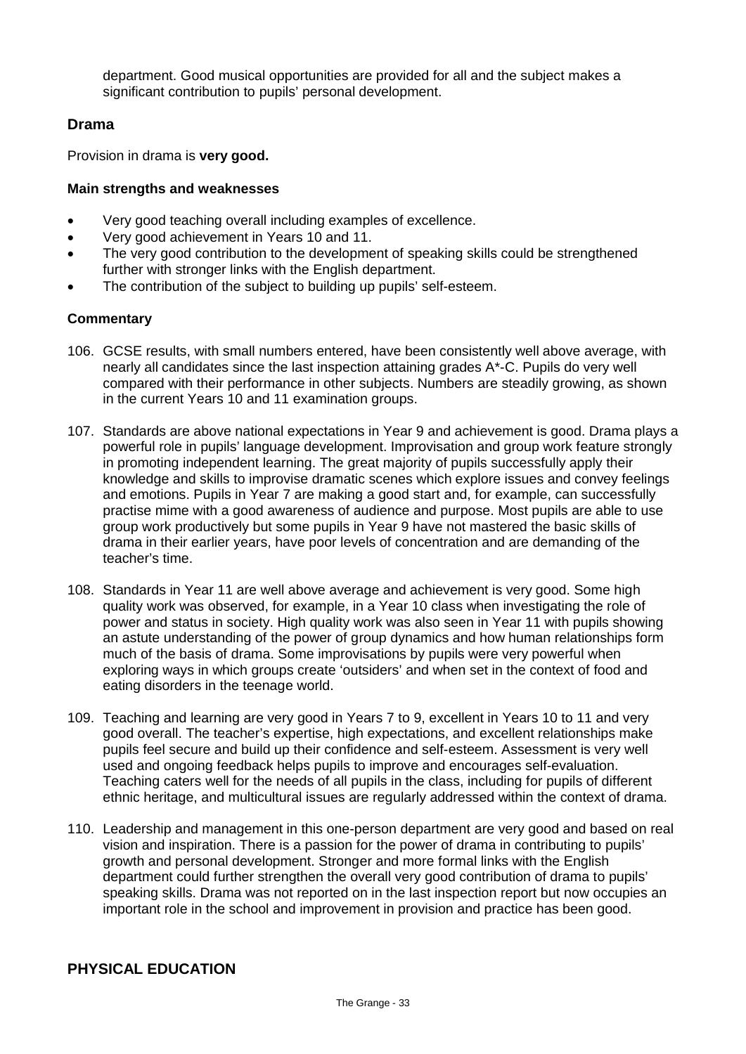department. Good musical opportunities are provided for all and the subject makes a significant contribution to pupils' personal development.

## Drama

Provision in drama is **very good.**

### Main strengths and weaknesses

- Very good teaching overall including examples of excellence.
- Very good achievement in Years 10 and 11.
- The very good contribution to the development of speaking skills could be strengthened further with stronger links with the English department.
- The contribution of the subject to building up pupils' self-esteem.

### Commentary

106. GCSE results, with small numbers entered, have been consistently well above average, with nearly all candidates since the last inspection attaining grades A*-C. Pupils do very well compared with their performance in other subjects. Numbers are steadily growing, as shown in the current Years 10 and 11 examination groups.

107. Standards are above national expectations in Year 9 and achievement is good. Drama plays a powerful role in pupils' language development. Improvisation and group work feature strongly in promoting independent learning. The great majority of pupils successfully apply their knowledge and skills to improvise dramatic scenes which explore issues and convey feelings and emotions. Pupils in Year 7 are making a good start and, for example, can successfully practise mime with a good awareness of audience and purpose. Most pupils are able to use group work productively but some pupils in Year 9 have not mastered the basic skills of drama in their earlier years, have poor levels of concentration and are demanding of the teacher's time.

108. Standards in Year 11 are well above average and achievement is very good. Some high quality work was observed, for example, in a Year 10 class when investigating the role of power and status in society. High quality work was also seen in Year 11 with pupils showing an astute understanding of the power of group dynamics and how human relationships form much of the basis of drama. Some improvisations by pupils were very powerful when exploring ways in which groups create 'outsiders' and when set in the context of food and eating disorders in the teenage world.

109. Teaching and learning are very good in Years 7 to 9, excellent in Years 10 to 11 and very good overall. The teacher's expertise, high expectations, and excellent relationships make pupils feel secure and build up their confidence and self-esteem. Assessment is very well used and ongoing feedback helps pupils to improve and encourages self-evaluation. Teaching caters well for the needs of all pupils in the class, including for pupils of different ethnic heritage, and multicultural issues are regularly addressed within the context of drama.

110. Leadership and management in this one-person department are very good and based on real vision and inspiration. There is a passion for the power of drama in contributing to pupils' growth and personal development. Stronger and more formal links with the English department could further strengthen the overall very good contribution of drama to pupils' speaking skills. Drama was not reported on in the last inspection report but now occupies an important role in the school and improvement in provision and practice has been good.

## PHYSICAL EDUCATION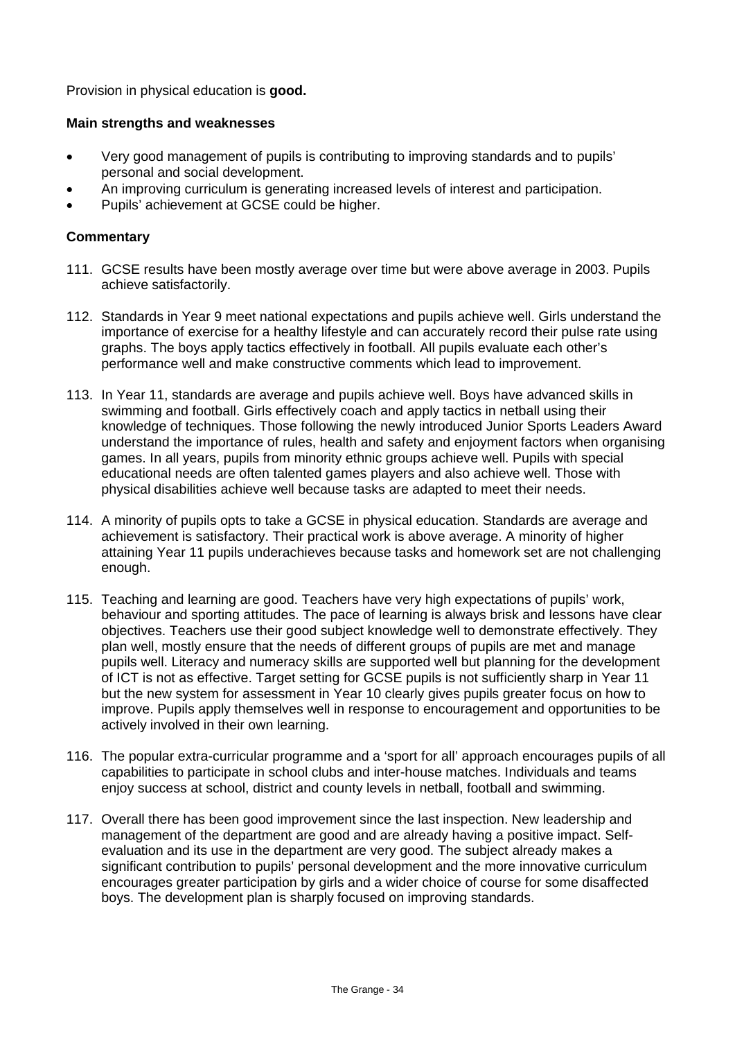Provision in physical education is **good.**

### Main strengths and weaknesses

- Very good management of pupils is contributing to improving standards and to pupils' personal and social development.
- An improving curriculum is generating increased levels of interest and participation.
- Pupils' achievement at GCSE could be higher.

### Commentary

111. GCSE results have been mostly average over time but were above average in 2003. Pupils achieve satisfactorily.

112. Standards in Year 9 meet national expectations and pupils achieve well. Girls understand the importance of exercise for a healthy lifestyle and can accurately record their pulse rate using graphs. The boys apply tactics effectively in football. All pupils evaluate each other's performance well and make constructive comments which lead to improvement.

113. In Year 11, standards are average and pupils achieve well. Boys have advanced skills in swimming and football. Girls effectively coach and apply tactics in netball using their knowledge of techniques. Those following the newly introduced Junior Sports Leaders Award understand the importance of rules, health and safety and enjoyment factors when organising games. In all years, pupils from minority ethnic groups achieve well. Pupils with special educational needs are often talented games players and also achieve well. Those with physical disabilities achieve well because tasks are adapted to meet their needs.

114. A minority of pupils opts to take a GCSE in physical education. Standards are average and achievement is satisfactory. Their practical work is above average. A minority of higher attaining Year 11 pupils underachieves because tasks and homework set are not challenging enough.

115. Teaching and learning are good. Teachers have very high expectations of pupils' work, behaviour and sporting attitudes. The pace of learning is always brisk and lessons have clear objectives. Teachers use their good subject knowledge well to demonstrate effectively. They plan well, mostly ensure that the needs of different groups of pupils are met and manage pupils well. Literacy and numeracy skills are supported well but planning for the development of ICT is not as effective. Target setting for GCSE pupils is not sufficiently sharp in Year 11 but the new system for assessment in Year 10 clearly gives pupils greater focus on how to improve. Pupils apply themselves well in response to encouragement and opportunities to be actively involved in their own learning.

116. The popular extra-curricular programme and a 'sport for all' approach encourages pupils of all capabilities to participate in school clubs and inter-house matches. Individuals and teams enjoy success at school, district and county levels in netball, football and swimming.

117. Overall there has been good improvement since the last inspection. New leadership and management of the department are good and are already having a positive impact. Self-evaluation and its use in the department are very good. The subject already makes a significant contribution to pupils' personal development and the more innovative curriculum encourages greater participation by girls and a wider choice of course for some disaffected boys. The development plan is sharply focused on improving standards.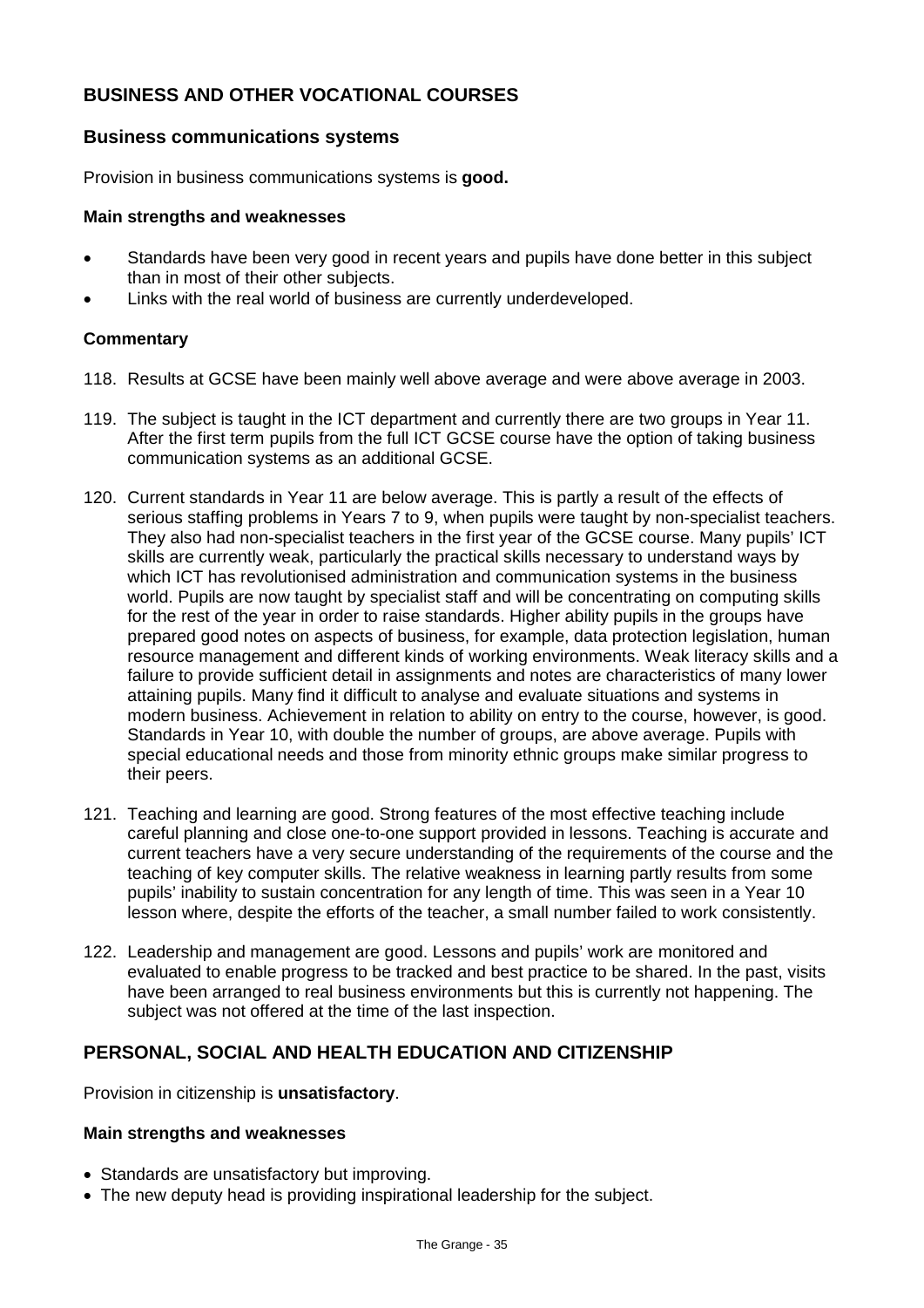## BUSINESS AND OTHER VOCATIONAL COURSES

### Business communications systems

Provision in business communications systems is **good.**

#### Main strengths and weaknesses

- Standards have been very good in recent years and pupils have done better in this subject than in most of their other subjects.
- Links with the real world of business are currently underdeveloped.

#### Commentary

118. Results at GCSE have been mainly well above average and were above average in 2003.

119. The subject is taught in the ICT department and currently there are two groups in Year 11. After the first term pupils from the full ICT GCSE course have the option of taking business communication systems as an additional GCSE.

120. Current standards in Year 11 are below average. This is partly a result of the effects of serious staffing problems in Years 7 to 9, when pupils were taught by non-specialist teachers. They also had non-specialist teachers in the first year of the GCSE course. Many pupils' ICT skills are currently weak, particularly the practical skills necessary to understand ways by which ICT has revolutionised administration and communication systems in the business world. Pupils are now taught by specialist staff and will be concentrating on computing skills for the rest of the year in order to raise standards. Higher ability pupils in the groups have prepared good notes on aspects of business, for example, data protection legislation, human resource management and different kinds of working environments. Weak literacy skills and a failure to provide sufficient detail in assignments and notes are characteristics of many lower attaining pupils. Many find it difficult to analyse and evaluate situations and systems in modern business. Achievement in relation to ability on entry to the course, however, is good. Standards in Year 10, with double the number of groups, are above average. Pupils with special educational needs and those from minority ethnic groups make similar progress to their peers.

121. Teaching and learning are good. Strong features of the most effective teaching include careful planning and close one-to-one support provided in lessons. Teaching is accurate and current teachers have a very secure understanding of the requirements of the course and the teaching of key computer skills. The relative weakness in learning partly results from some pupils' inability to sustain concentration for any length of time. This was seen in a Year 10 lesson where, despite the efforts of the teacher, a small number failed to work consistently.

122. Leadership and management are good. Lessons and pupils' work are monitored and evaluated to enable progress to be tracked and best practice to be shared. In the past, visits have been arranged to real business environments but this is currently not happening. The subject was not offered at the time of the last inspection.

## PERSONAL, SOCIAL AND HEALTH EDUCATION AND CITIZENSHIP

Provision in citizenship is **unsatisfactory**.

#### Main strengths and weaknesses

- Standards are unsatisfactory but improving.
- The new deputy head is providing inspirational leadership for the subject.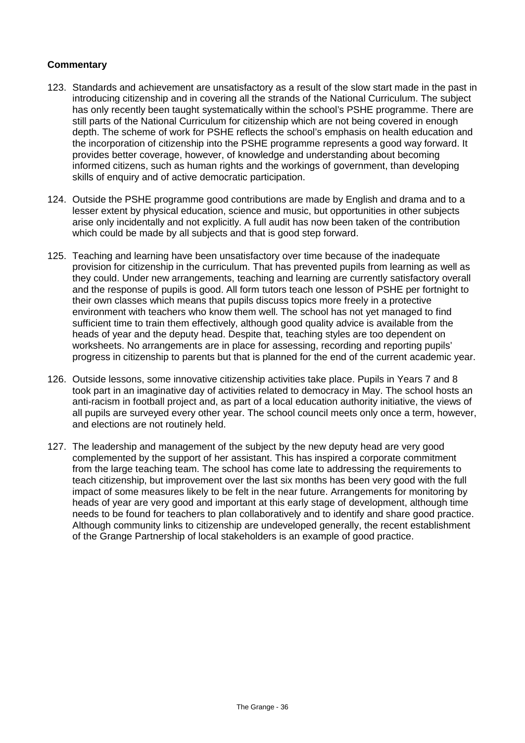**Commentary**

123. Standards and achievement are unsatisfactory as a result of the slow start made in the past in introducing citizenship and in covering all the strands of the National Curriculum. The subject has only recently been taught systematically within the school's PSHE programme. There are still parts of the National Curriculum for citizenship which are not being covered in enough depth. The scheme of work for PSHE reflects the school's emphasis on health education and the incorporation of citizenship into the PSHE programme represents a good way forward. It provides better coverage, however, of knowledge and understanding about becoming informed citizens, such as human rights and the workings of government, than developing skills of enquiry and of active democratic participation.

124. Outside the PSHE programme good contributions are made by English and drama and to a lesser extent by physical education, science and music, but opportunities in other subjects arise only incidentally and not explicitly. A full audit has now been taken of the contribution which could be made by all subjects and that is good step forward.

125. Teaching and learning have been unsatisfactory over time because of the inadequate provision for citizenship in the curriculum. That has prevented pupils from learning as well as they could. Under new arrangements, teaching and learning are currently satisfactory overall and the response of pupils is good. All form tutors teach one lesson of PSHE per fortnight to their own classes which means that pupils discuss topics more freely in a protective environment with teachers who know them well. The school has not yet managed to find sufficient time to train them effectively, although good quality advice is available from the heads of year and the deputy head. Despite that, teaching styles are too dependent on worksheets. No arrangements are in place for assessing, recording and reporting pupils' progress in citizenship to parents but that is planned for the end of the current academic year.

126. Outside lessons, some innovative citizenship activities take place. Pupils in Years 7 and 8 took part in an imaginative day of activities related to democracy in May. The school hosts an anti-racism in football project and, as part of a local education authority initiative, the views of all pupils are surveyed every other year. The school council meets only once a term, however, and elections are not routinely held.

127. The leadership and management of the subject by the new deputy head are very good complemented by the support of her assistant. This has inspired a corporate commitment from the large teaching team. The school has come late to addressing the requirements to teach citizenship, but improvement over the last six months has been very good with the full impact of some measures likely to be felt in the near future. Arrangements for monitoring by heads of year are very good and important at this early stage of development, although time needs to be found for teachers to plan collaboratively and to identify and share good practice. Although community links to citizenship are undeveloped generally, the recent establishment of the Grange Partnership of local stakeholders is an example of good practice.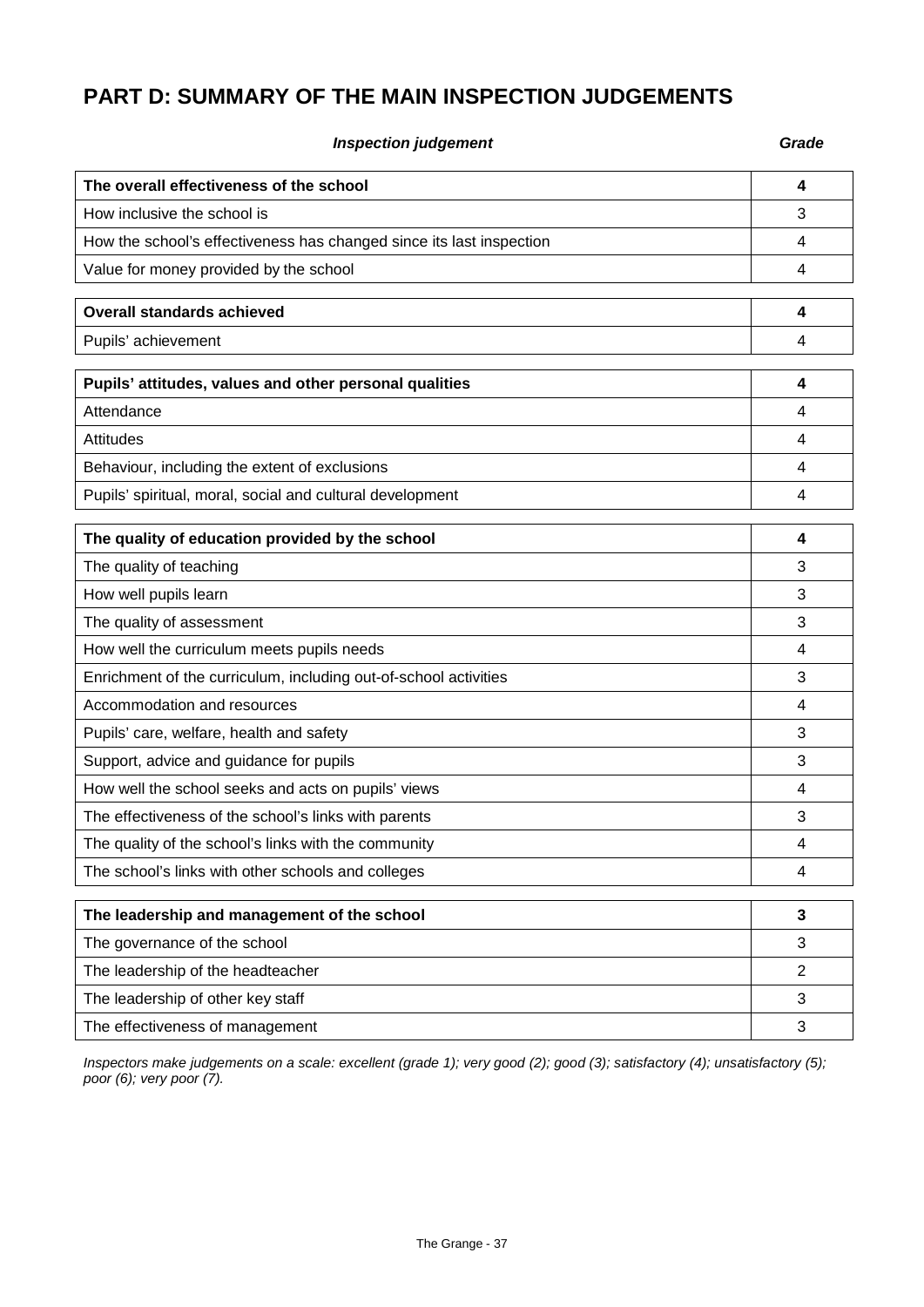# PART D: SUMMARY OF THE MAIN INSPECTION JUDGEMENTS

| *Inspection judgement* | *Grade* |
|---|---|
| **The overall effectiveness of the school** | **4** |
| How inclusive the school is | 3 |
| How the school's effectiveness has changed since its last inspection | 4 |
| Value for money provided by the school | 4 |
| **Overall standards achieved** | **4** |
| Pupils' achievement | 4 |
| **Pupils' attitudes, values and other personal qualities** | **4** |
| Attendance | 4 |
| Attitudes | 4 |
| Behaviour, including the extent of exclusions | 4 |
| Pupils' spiritual, moral, social and cultural development | 4 |
| **The quality of education provided by the school** | **4** |
| The quality of teaching | 3 |
| How well pupils learn | 3 |
| The quality of assessment | 3 |
| How well the curriculum meets pupils needs | 4 |
| Enrichment of the curriculum, including out-of-school activities | 3 |
| Accommodation and resources | 4 |
| Pupils' care, welfare, health and safety | 3 |
| Support, advice and guidance for pupils | 3 |
| How well the school seeks and acts on pupils' views | 4 |
| The effectiveness of the school's links with parents | 3 |
| The quality of the school's links with the community | 4 |
| The school's links with other schools and colleges | 4 |
| **The leadership and management of the school** | **3** |
| The governance of the school | 3 |
| The leadership of the headteacher | 2 |
| The leadership of other key staff | 3 |
| The effectiveness of management | 3 |

*Inspectors make judgements on a scale: excellent (grade 1); very good (2); good (3); satisfactory (4); unsatisfactory (5); poor (6); very poor (7).*